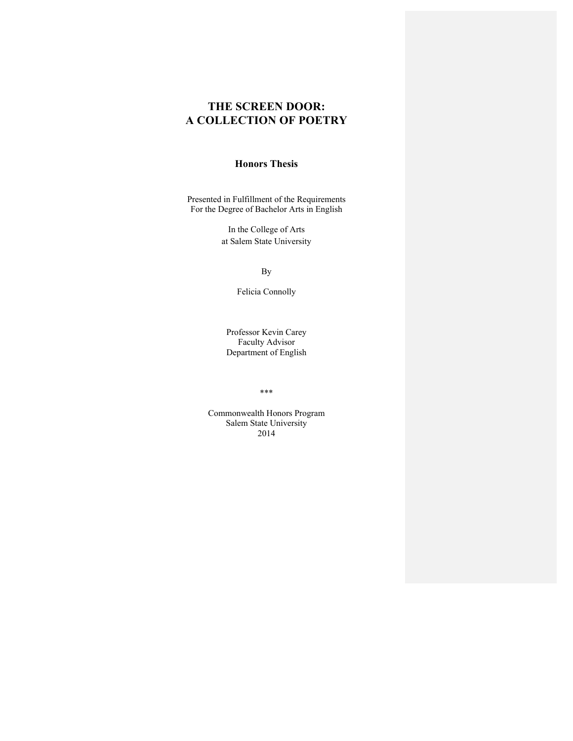# THE SCREEN DOOR:
# A COLLECTION OF POETRY

## Honors Thesis

Presented in Fulfillment of the Requirements
For the Degree of Bachelor Arts in English

In the College of Arts
at Salem State University

By

Felicia Connolly

Professor Kevin Carey
Faculty Advisor
Department of English

***

Commonwealth Honors Program
Salem State University
2014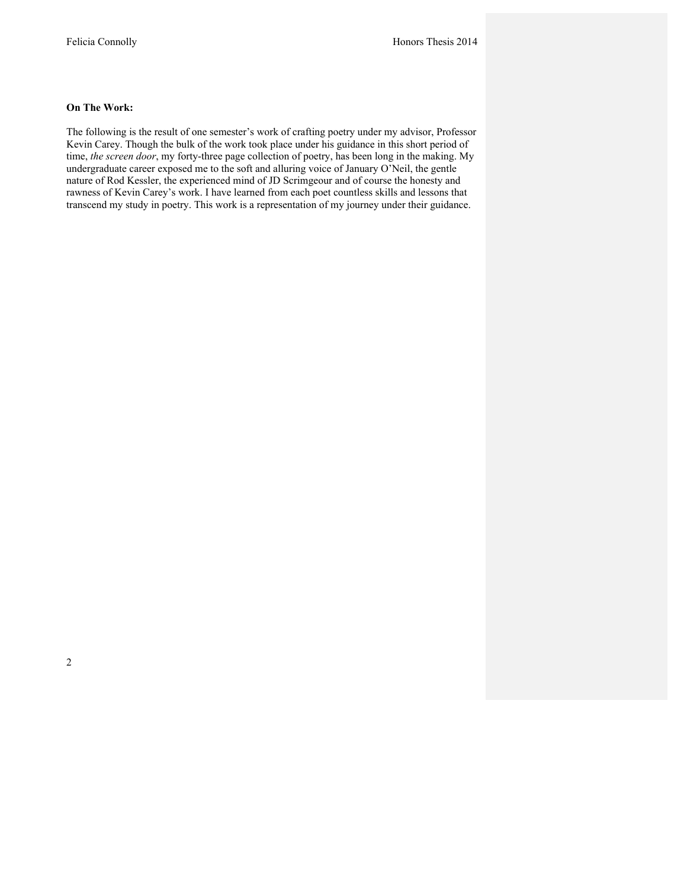**On The Work:**

The following is the result of one semester's work of crafting poetry under my advisor, Professor Kevin Carey. Though the bulk of the work took place under his guidance in this short period of time, *the screen door*, my forty-three page collection of poetry, has been long in the making. My undergraduate career exposed me to the soft and alluring voice of January O'Neil, the gentle nature of Rod Kessler, the experienced mind of JD Scrimgeour and of course the honesty and rawness of Kevin Carey's work. I have learned from each poet countless skills and lessons that transcend my study in poetry. This work is a representation of my journey under their guidance.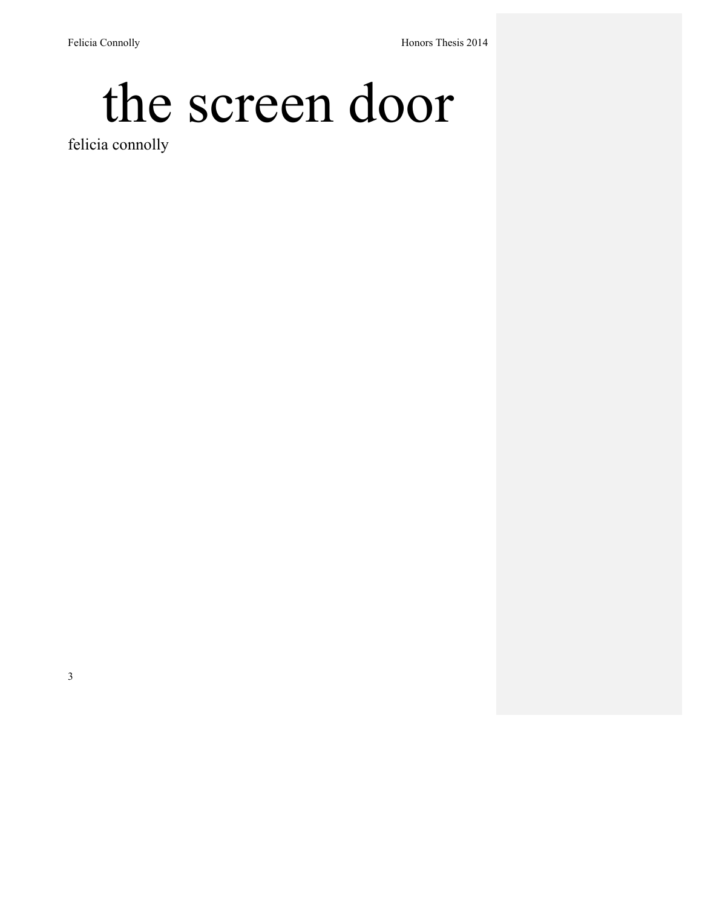# the screen door

felicia connolly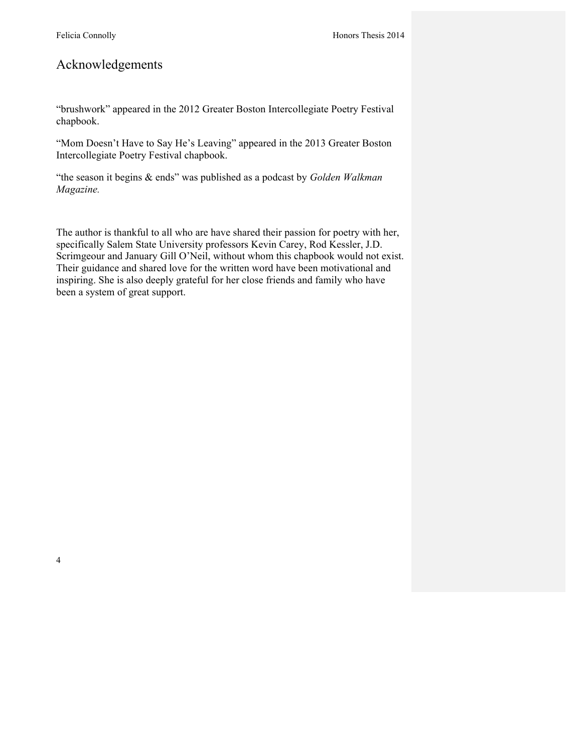## Acknowledgements

"brushwork" appeared in the 2012 Greater Boston Intercollegiate Poetry Festival chapbook.

"Mom Doesn't Have to Say He's Leaving" appeared in the 2013 Greater Boston Intercollegiate Poetry Festival chapbook.

"the season it begins & ends" was published as a podcast by *Golden Walkman Magazine.*

The author is thankful to all who are have shared their passion for poetry with her, specifically Salem State University professors Kevin Carey, Rod Kessler, J.D. Scrimgeour and January Gill O'Neil, without whom this chapbook would not exist. Their guidance and shared love for the written word have been motivational and inspiring. She is also deeply grateful for her close friends and family who have been a system of great support.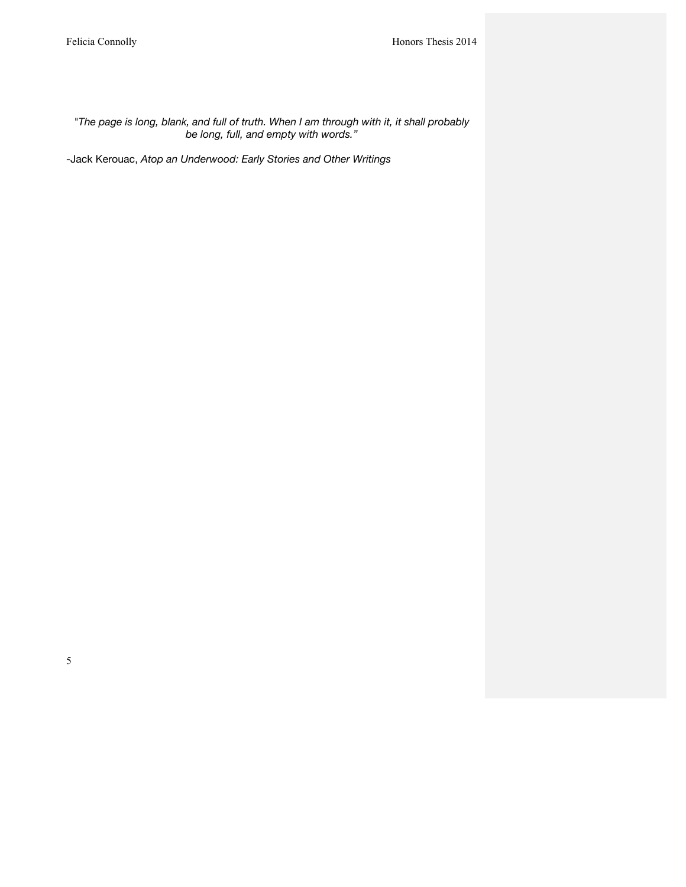*"The page is long, blank, and full of truth. When I am through with it, it shall probably be long, full, and empty with words."*

-Jack Kerouac, *Atop an Underwood: Early Stories and Other Writings*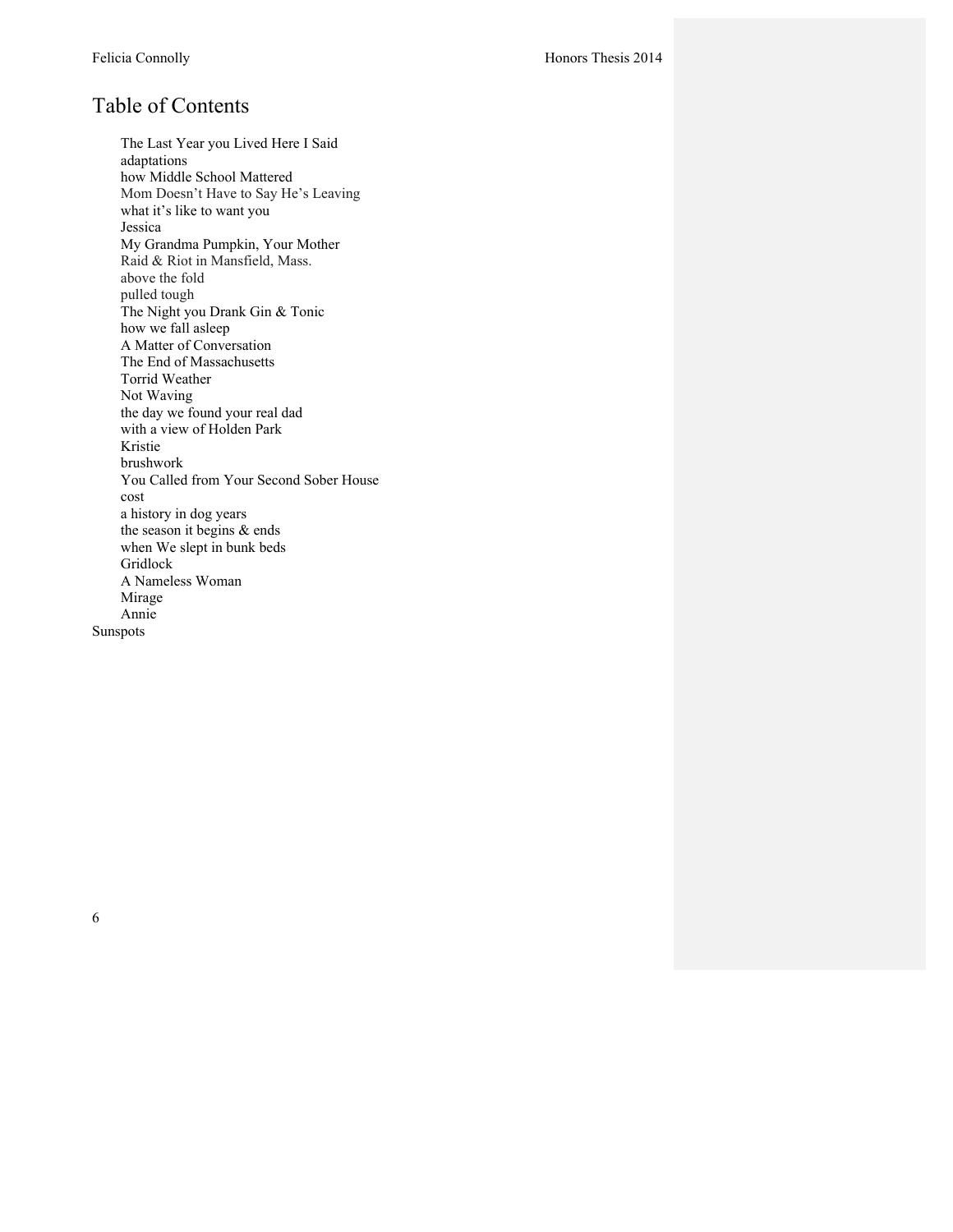# Table of Contents

The Last Year you Lived Here I Said
adaptations
how Middle School Mattered
Mom Doesn't Have to Say He's Leaving
what it's like to want you
Jessica
My Grandma Pumpkin, Your Mother
Raid & Riot in Mansfield, Mass.
above the fold
pulled tough
The Night you Drank Gin & Tonic
how we fall asleep
A Matter of Conversation
The End of Massachusetts
Torrid Weather
Not Waving
the day we found your real dad
with a view of Holden Park
Kristie
brushwork
You Called from Your Second Sober House
cost
a history in dog years
the season it begins & ends
when We slept in bunk beds
Gridlock
A Nameless Woman
Mirage
Annie
Sunspots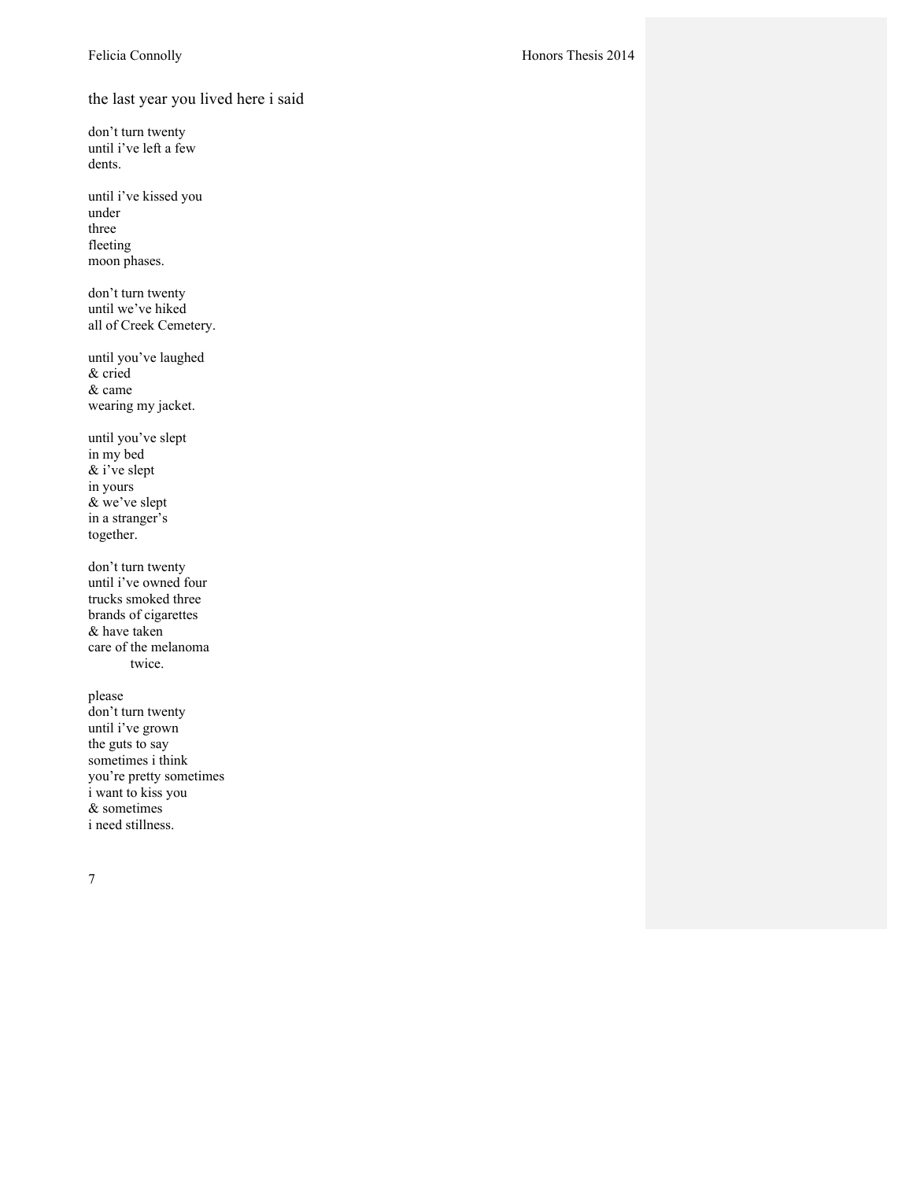## the last year you lived here i said

don't turn twenty  
until i've left a few  
dents.

until i've kissed you  
under  
three  
fleeting  
moon phases.

don't turn twenty  
until we've hiked  
all of Creek Cemetery.

until you've laughed  
& cried  
& came  
wearing my jacket.

until you've slept  
in my bed  
& i've slept  
in yours  
& we've slept  
in a stranger's  
together.

don't turn twenty  
until i've owned four  
trucks smoked three  
brands of cigarettes  
& have taken  
care of the melanoma  
            twice.

please  
don't turn twenty  
until i've grown  
the guts to say  
sometimes i think  
you're pretty sometimes  
i want to kiss you  
& sometimes  
i need stillness.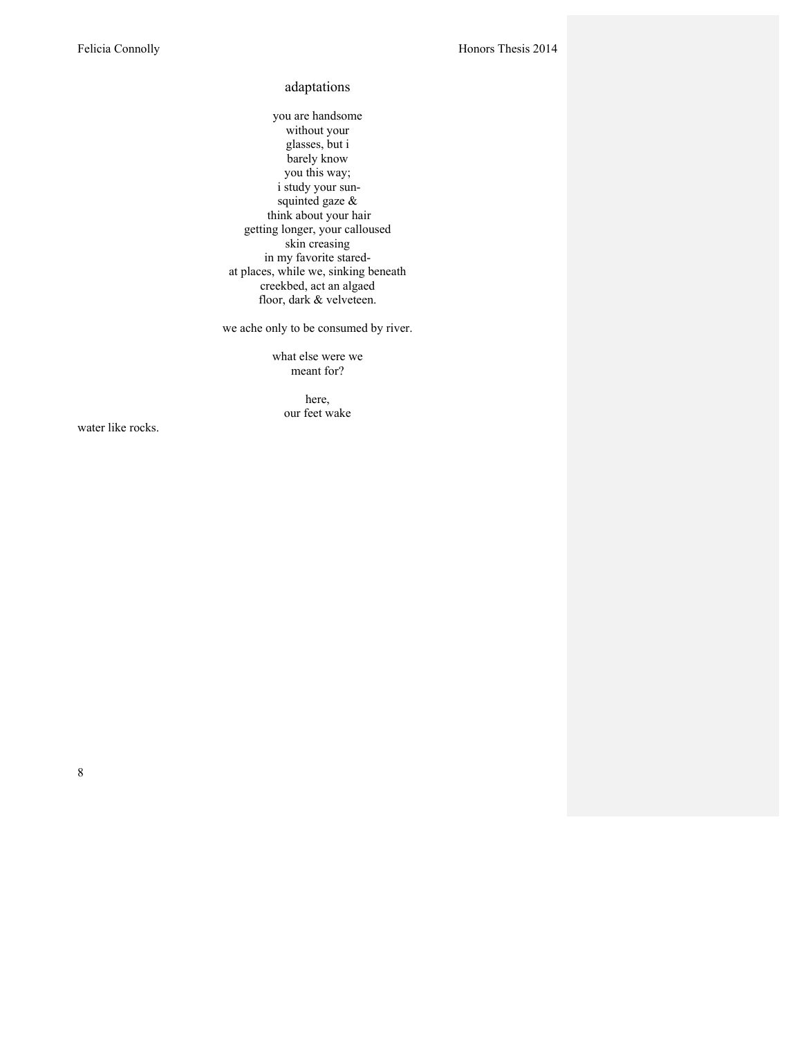## adaptations

you are handsome  
without your  
glasses, but i  
barely know  
you this way;  
i study your sun-  
squinted gaze &  
think about your hair  
getting longer, your calloused  
skin creasing  
in my favorite stared-  
at places, while we, sinking beneath  
creekbed, act an algaed  
floor, dark & velveteen.

we ache only to be consumed by river.

what else were we  
meant for?

here,  
our feet wake  
water like rocks.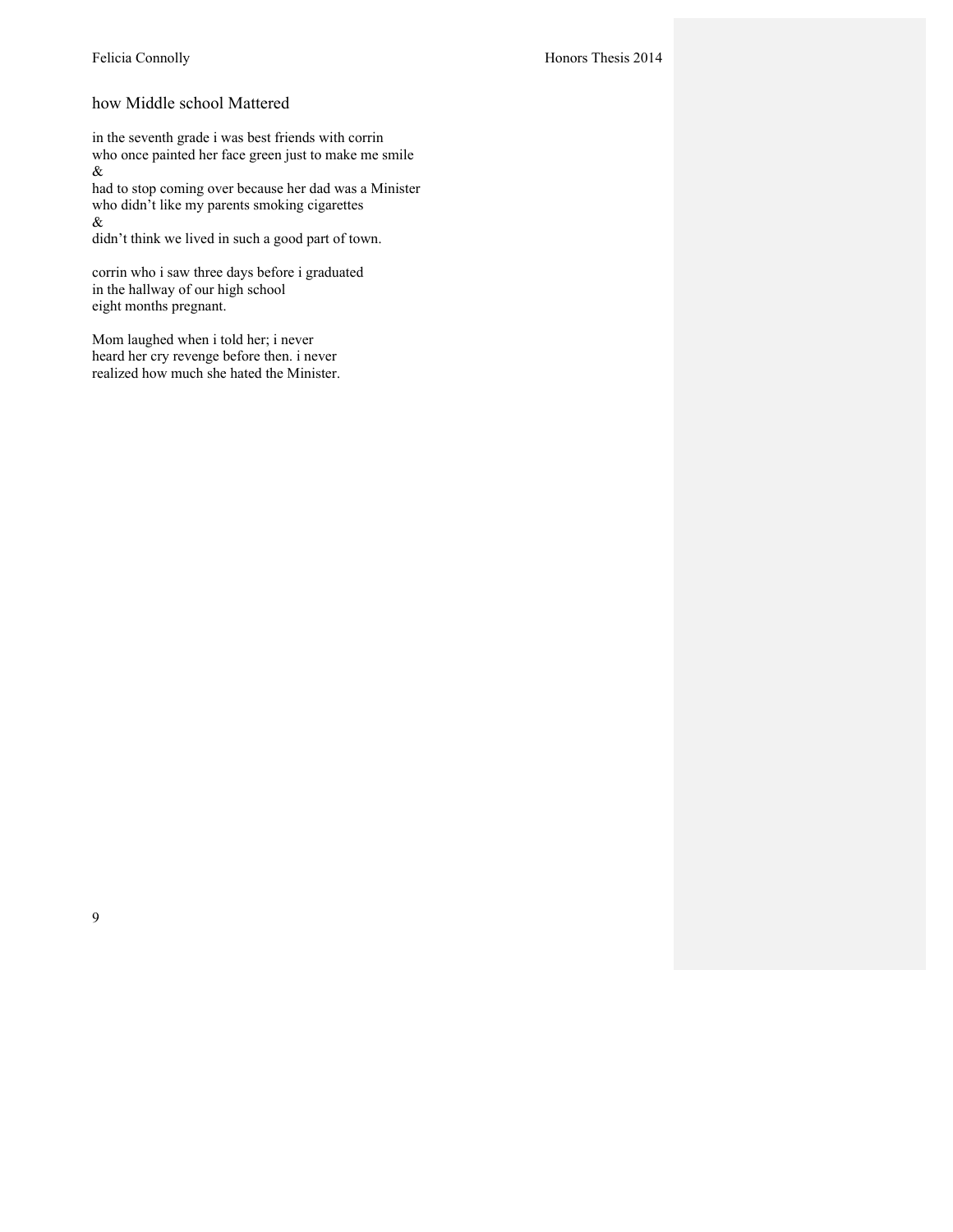## how Middle school Mattered

in the seventh grade i was best friends with corrin  
who once painted her face green just to make me smile  
&  
had to stop coming over because her dad was a Minister  
who didn't like my parents smoking cigarettes  
&  
didn't think we lived in such a good part of town.

corrin who i saw three days before i graduated  
in the hallway of our high school  
eight months pregnant.

Mom laughed when i told her; i never  
heard her cry revenge before then. i never  
realized how much she hated the Minister.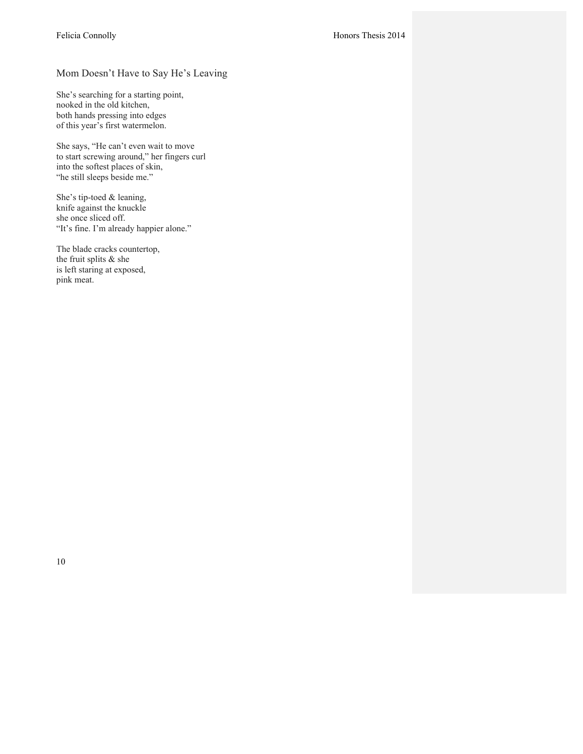## Mom Doesn't Have to Say He's Leaving

She's searching for a starting point,  
nooked in the old kitchen,  
both hands pressing into edges  
of this year's first watermelon.

She says, "He can't even wait to move  
to start screwing around," her fingers curl  
into the softest places of skin,  
"he still sleeps beside me."

She's tip-toed & leaning,  
knife against the knuckle  
she once sliced off.  
"It's fine. I'm already happier alone."

The blade cracks countertop,  
the fruit splits & she  
is left staring at exposed,  
pink meat.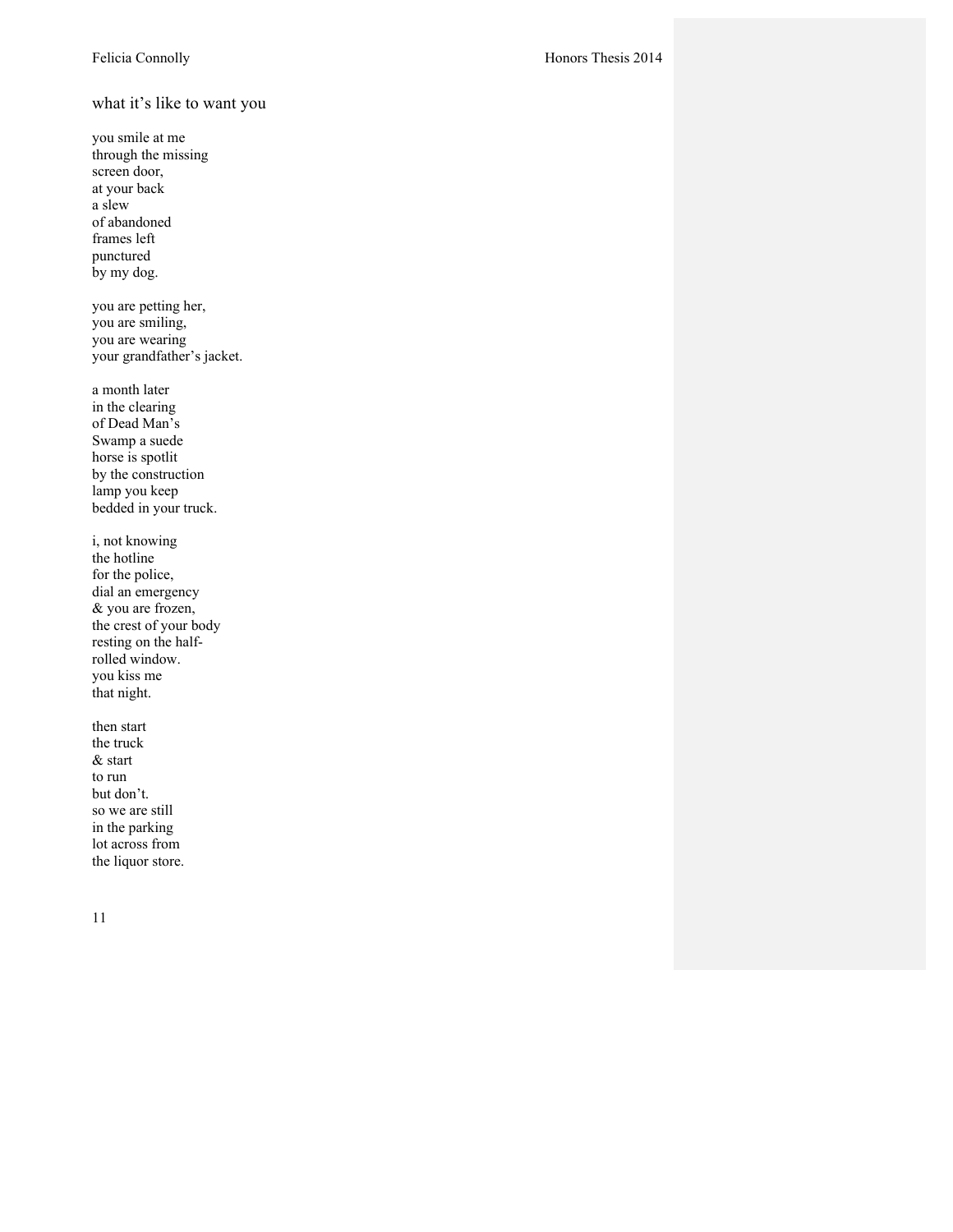## what it's like to want you

you smile at me
through the missing
screen door,
at your back
a slew
of abandoned
frames left
punctured
by my dog.

you are petting her,
you are smiling,
you are wearing
your grandfather's jacket.

a month later
in the clearing
of Dead Man's
Swamp a suede
horse is spotlit
by the construction
lamp you keep
bedded in your truck.

i, not knowing
the hotline
for the police,
dial an emergency
& you are frozen,
the crest of your body
resting on the half-
rolled window.
you kiss me
that night.

then start
the truck
& start
to run
but don't.
so we are still
in the parking
lot across from
the liquor store.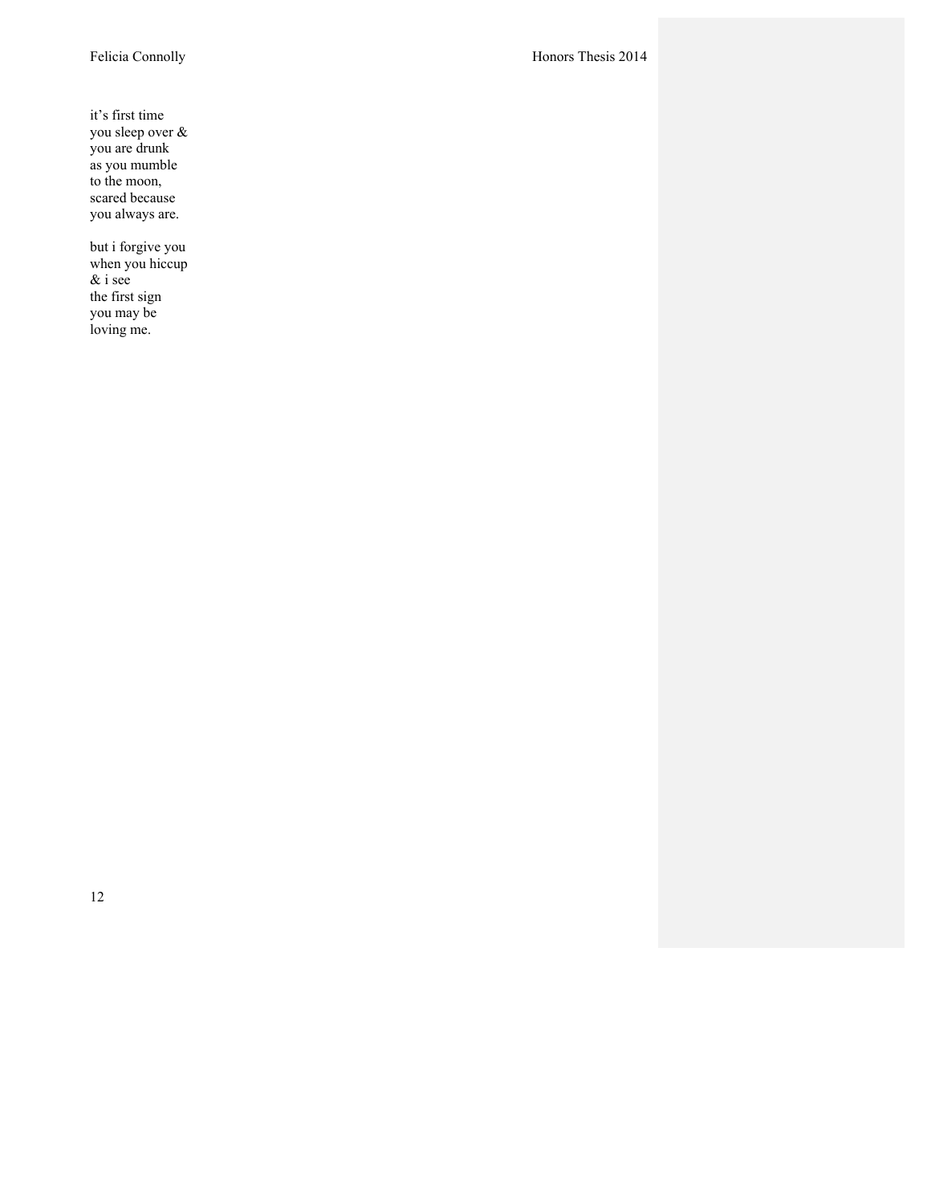it’s first time
you sleep over &
you are drunk
as you mumble
to the moon,
scared because
you always are.

but i forgive you
when you hiccup
& i see
the first sign
you may be
loving me.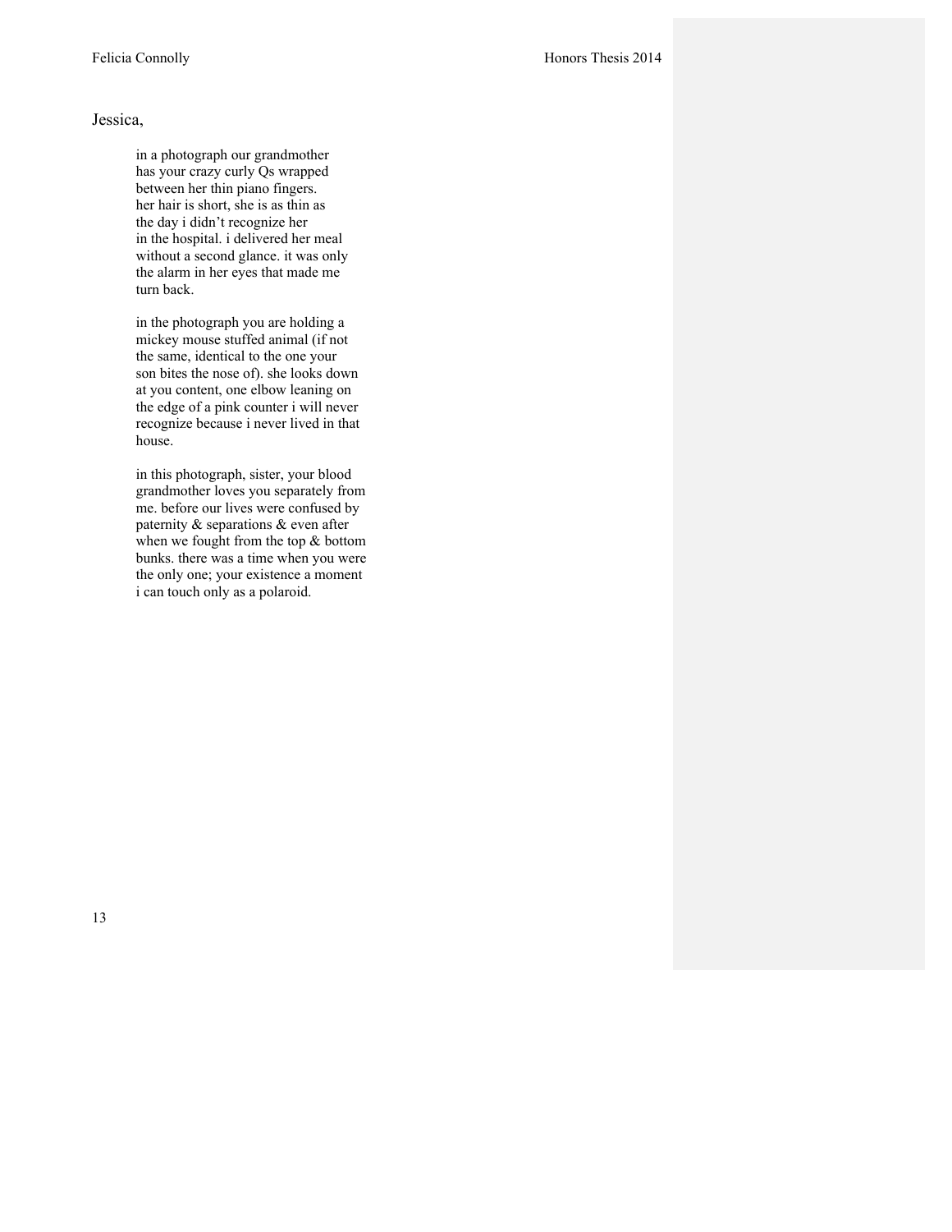Jessica,

in a photograph our grandmother
has your crazy curly Qs wrapped
between her thin piano fingers.
her hair is short, she is as thin as
the day i didn't recognize her
in the hospital. i delivered her meal
without a second glance. it was only
the alarm in her eyes that made me
turn back.

in the photograph you are holding a
mickey mouse stuffed animal (if not
the same, identical to the one your
son bites the nose of). she looks down
at you content, one elbow leaning on
the edge of a pink counter i will never
recognize because i never lived in that
house.

in this photograph, sister, your blood
grandmother loves you separately from
me. before our lives were confused by
paternity & separations & even after
when we fought from the top & bottom
bunks. there was a time when you were
the only one; your existence a moment
i can touch only as a polaroid.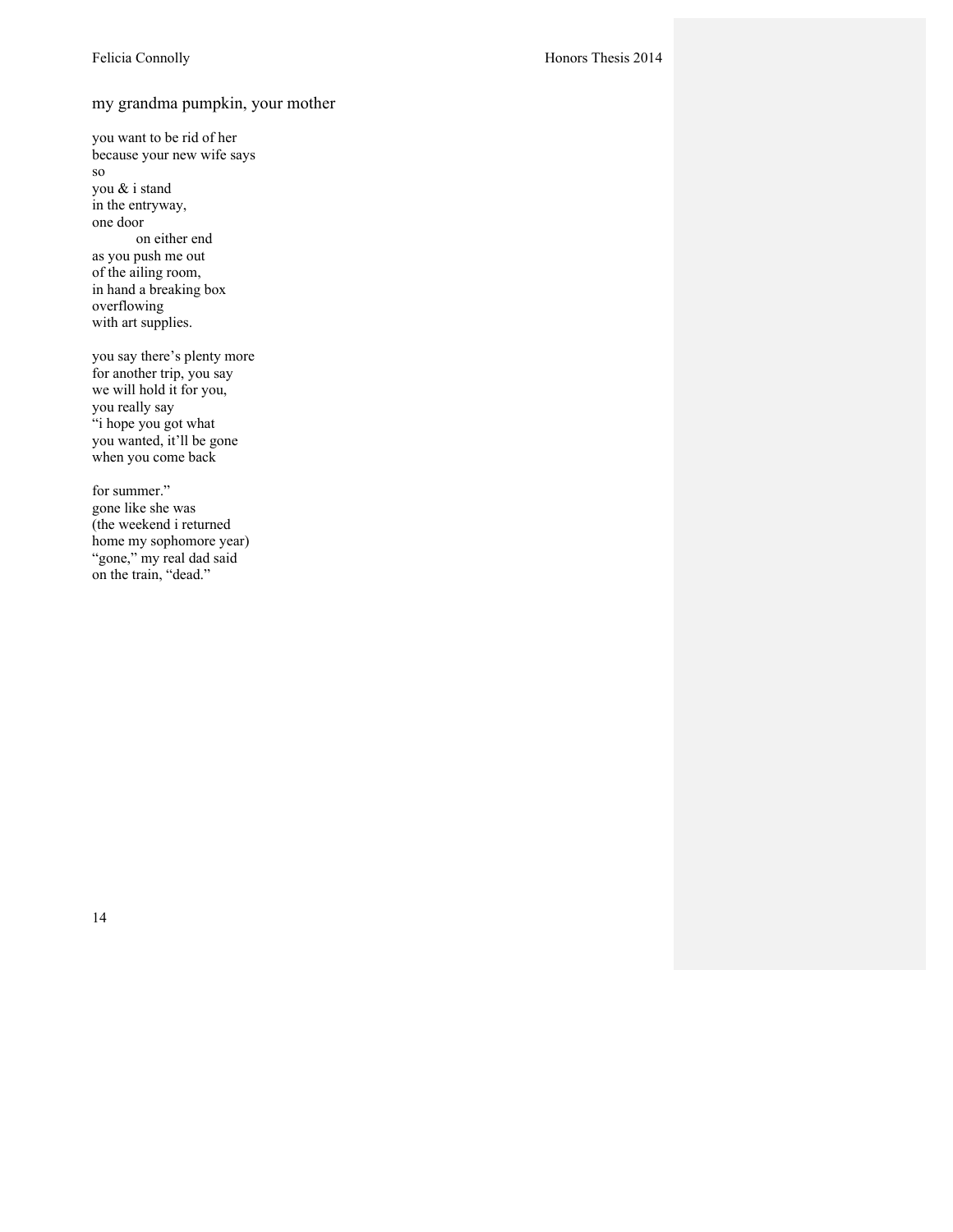## my grandma pumpkin, your mother

you want to be rid of her  
because your new wife says  
so  
you & i stand  
in the entryway,  
one door  
&emsp;&emsp;&emsp;on either end  
as you push me out  
of the ailing room,  
in hand a breaking box  
overflowing  
with art supplies.

you say there's plenty more  
for another trip, you say  
we will hold it for you,  
you really say  
"i hope you got what  
you wanted, it'll be gone  
when you come back

for summer."  
gone like she was  
(the weekend i returned  
home my sophomore year)  
"gone," my real dad said  
on the train, "dead."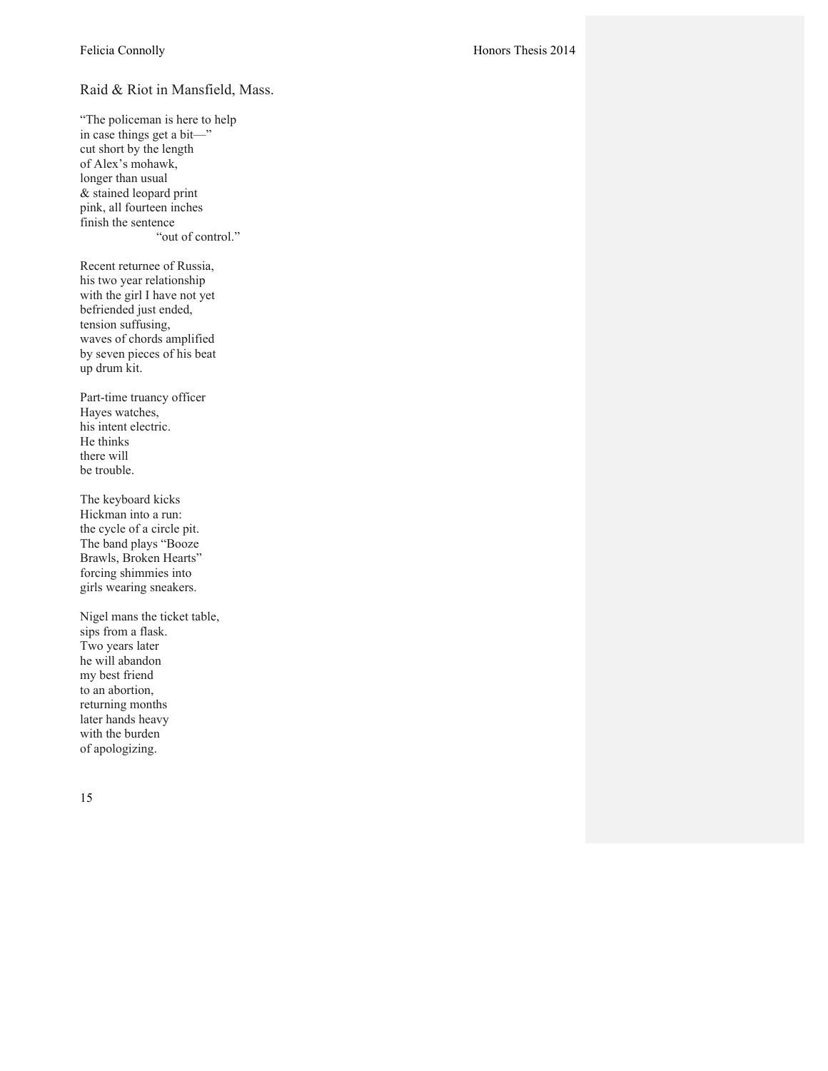## Raid & Riot in Mansfield, Mass.

"The policeman is here to help  
in case things get a bit—"  
cut short by the length  
of Alex's mohawk,  
longer than usual  
& stained leopard print  
pink, all fourteen inches  
finish the sentence  
                    "out of control."

Recent returnee of Russia,  
his two year relationship  
with the girl I have not yet  
befriended just ended,  
tension suffusing,  
waves of chords amplified  
by seven pieces of his beat  
up drum kit.

Part-time truancy officer  
Hayes watches,  
his intent electric.  
He thinks  
there will  
be trouble.

The keyboard kicks  
Hickman into a run:  
the cycle of a circle pit.  
The band plays "Booze  
Brawls, Broken Hearts"  
forcing shimmies into  
girls wearing sneakers.

Nigel mans the ticket table,  
sips from a flask.  
Two years later  
he will abandon  
my best friend  
to an abortion,  
returning months  
later hands heavy  
with the burden  
of apologizing.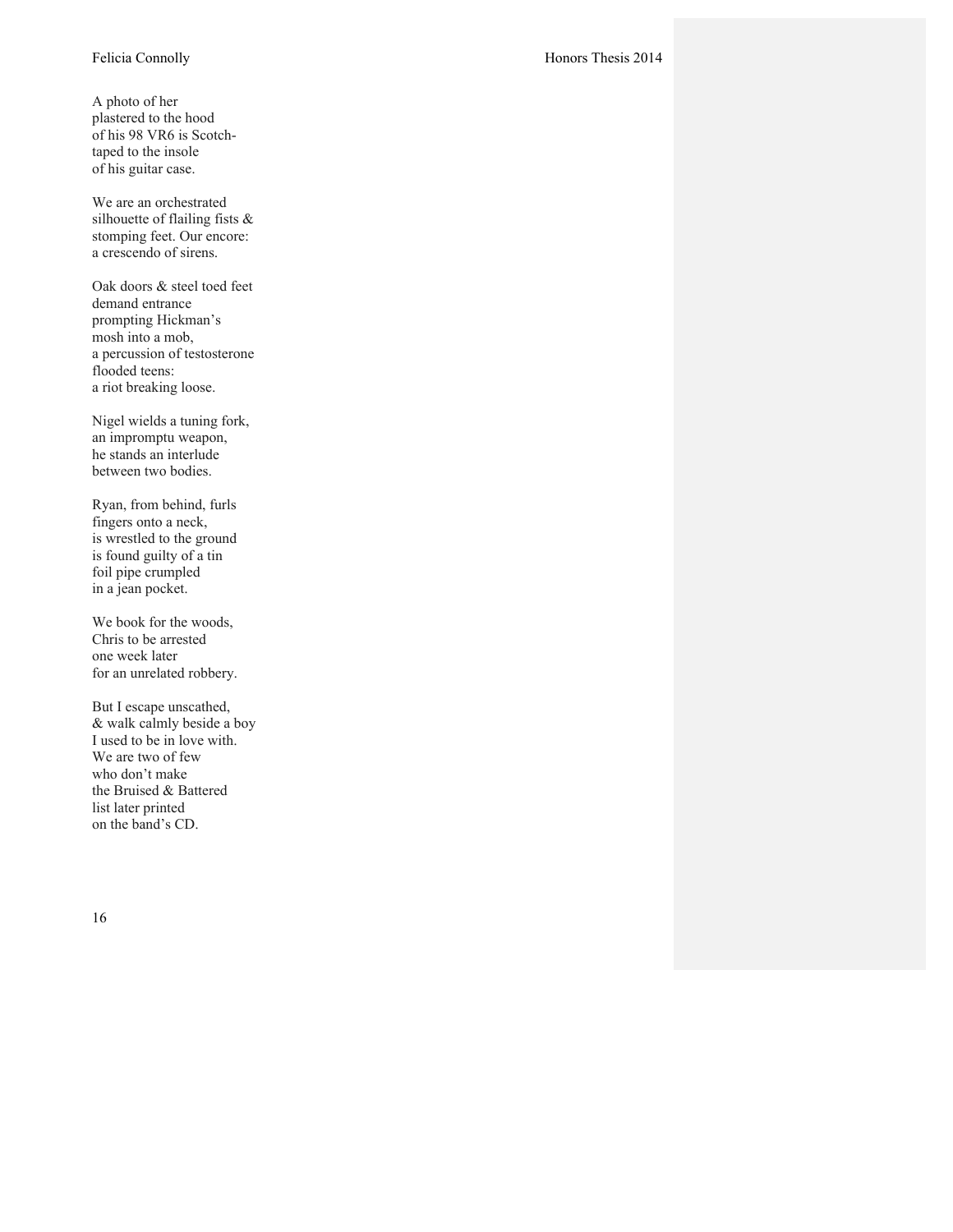A photo of her
plastered to the hood
of his 98 VR6 is Scotch-
taped to the insole
of his guitar case.

We are an orchestrated
silhouette of flailing fists &
stomping feet. Our encore:
a crescendo of sirens.

Oak doors & steel toed feet
demand entrance
prompting Hickman's
mosh into a mob,
a percussion of testosterone
flooded teens:
a riot breaking loose.

Nigel wields a tuning fork,
an impromptu weapon,
he stands an interlude
between two bodies.

Ryan, from behind, furls
fingers onto a neck,
is wrestled to the ground
is found guilty of a tin
foil pipe crumpled
in a jean pocket.

We book for the woods,
Chris to be arrested
one week later
for an unrelated robbery.

But I escape unscathed,
& walk calmly beside a boy
I used to be in love with.
We are two of few
who don't make
the Bruised & Battered
list later printed
on the band's CD.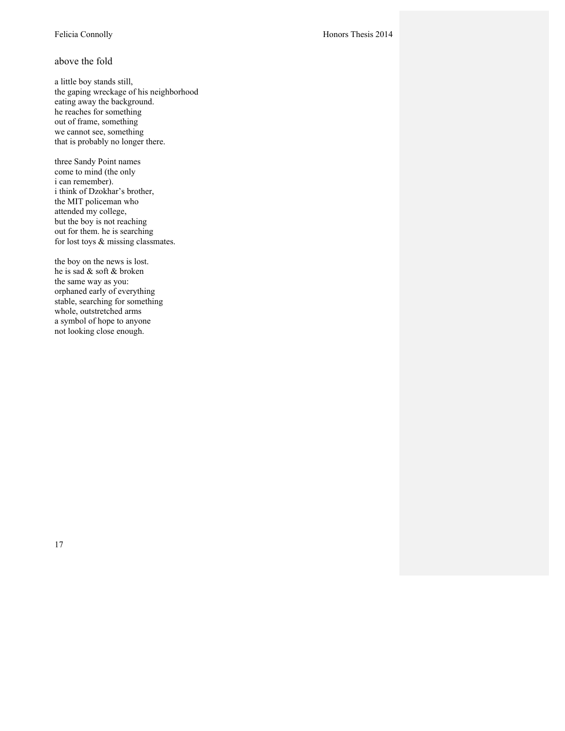## above the fold

a little boy stands still,
the gaping wreckage of his neighborhood
eating away the background.
he reaches for something
out of frame, something
we cannot see, something
that is probably no longer there.

three Sandy Point names
come to mind (the only
i can remember).
i think of Dzokhar's brother,
the MIT policeman who
attended my college,
but the boy is not reaching
out for them. he is searching
for lost toys & missing classmates.

the boy on the news is lost.
he is sad & soft & broken
the same way as you:
orphaned early of everything
stable, searching for something
whole, outstretched arms
a symbol of hope to anyone
not looking close enough.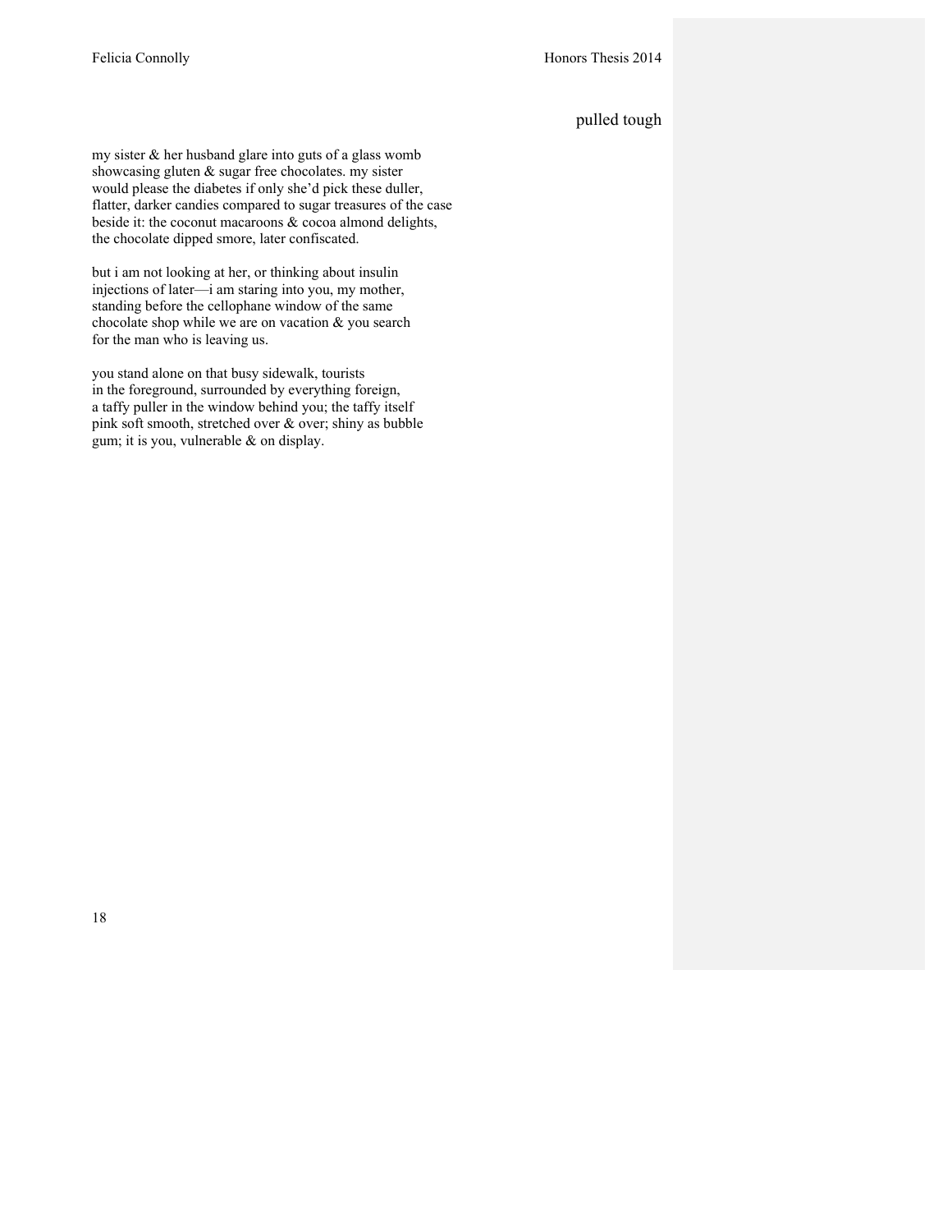## pulled tough

my sister & her husband glare into guts of a glass womb
showcasing gluten & sugar free chocolates. my sister
would please the diabetes if only she'd pick these duller,
flatter, darker candies compared to sugar treasures of the case
beside it: the coconut macaroons & cocoa almond delights,
the chocolate dipped smore, later confiscated.

but i am not looking at her, or thinking about insulin
injections of later—i am staring into you, my mother,
standing before the cellophane window of the same
chocolate shop while we are on vacation & you search
for the man who is leaving us.

you stand alone on that busy sidewalk, tourists
in the foreground, surrounded by everything foreign,
a taffy puller in the window behind you; the taffy itself
pink soft smooth, stretched over & over; shiny as bubble
gum; it is you, vulnerable & on display.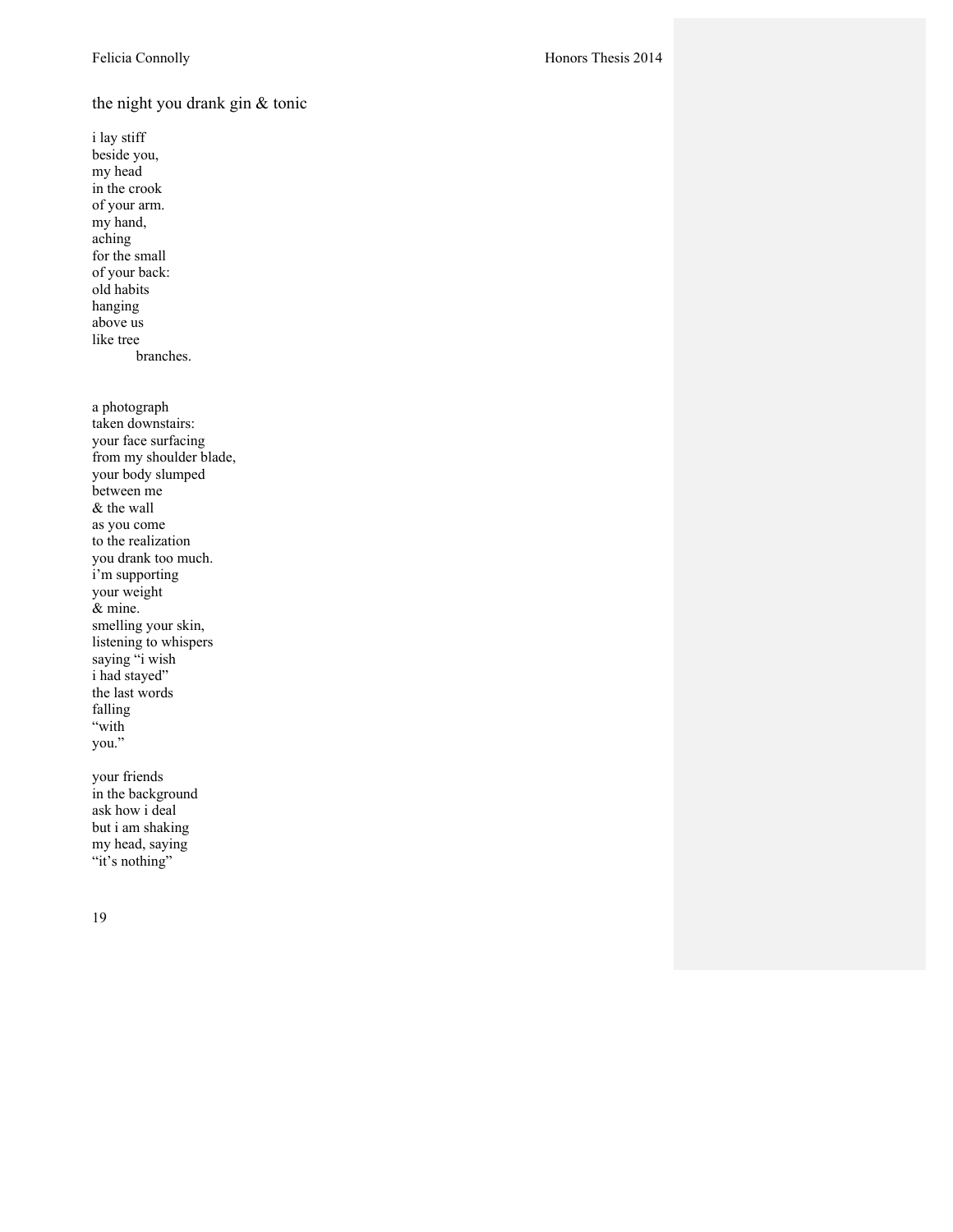## the night you drank gin & tonic

i lay stiff  
beside you,  
my head  
in the crook  
of your arm.  
my hand,  
aching  
for the small  
of your back:  
old habits  
hanging  
above us  
like tree  
&nbsp;&nbsp;&nbsp;&nbsp;&nbsp;&nbsp;&nbsp;&nbsp;branches.

a photograph  
taken downstairs:  
your face surfacing  
from my shoulder blade,  
your body slumped  
between me  
& the wall  
as you come  
to the realization  
you drank too much.  
i'm supporting  
your weight  
& mine.  
smelling your skin,  
listening to whispers  
saying "i wish  
i had stayed"  
the last words  
falling  
"with  
you."

your friends  
in the background  
ask how i deal  
but i am shaking  
my head, saying  
"it's nothing"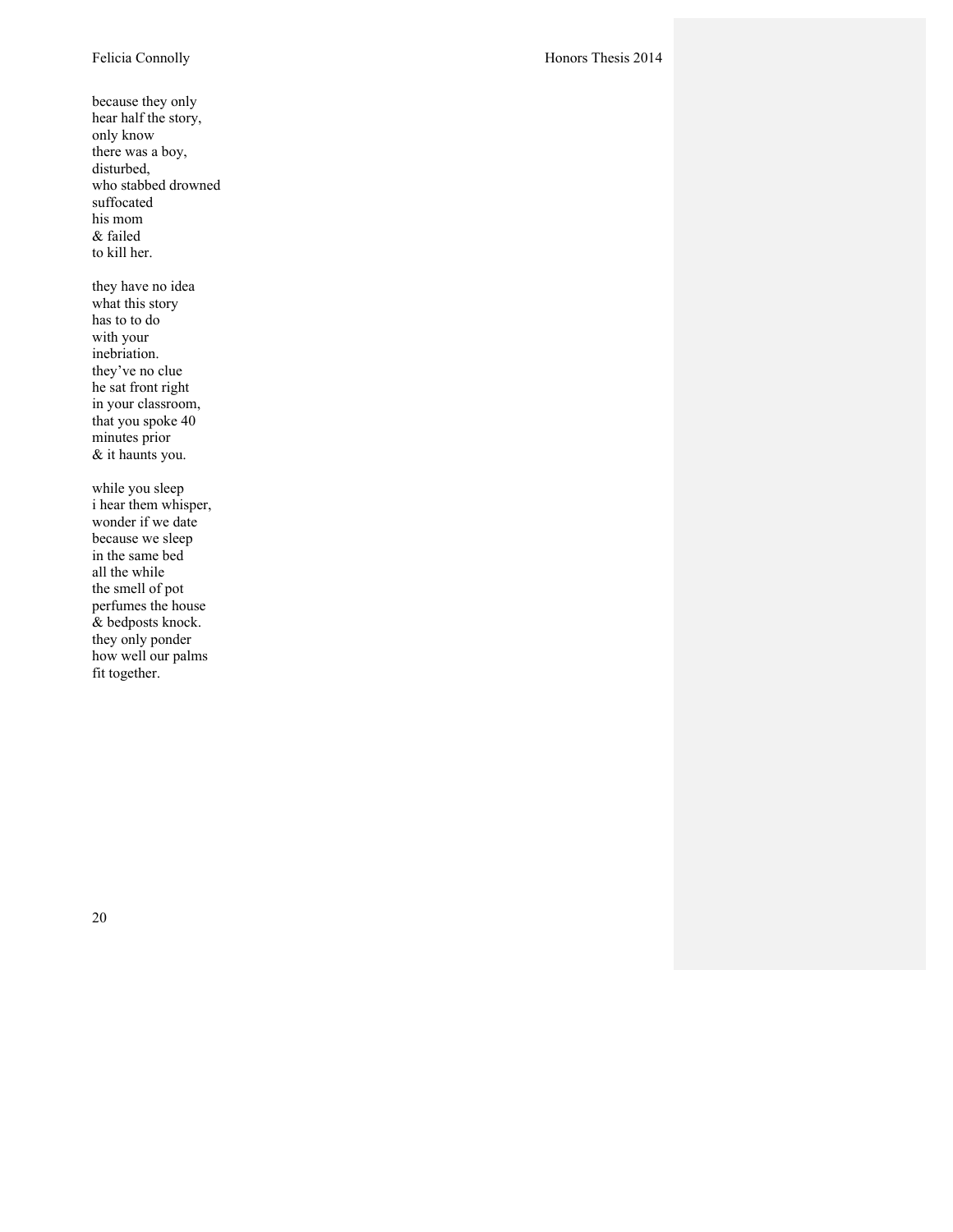because they only  
hear half the story,  
only know  
there was a boy,  
disturbed,  
who stabbed drowned  
suffocated  
his mom  
& failed  
to kill her.

they have no idea  
what this story  
has to to do  
with your  
inebriation.  
they've no clue  
he sat front right  
in your classroom,  
that you spoke 40  
minutes prior  
& it haunts you.

while you sleep  
i hear them whisper,  
wonder if we date  
because we sleep  
in the same bed  
all the while  
the smell of pot  
perfumes the house  
& bedposts knock.  
they only ponder  
how well our palms  
fit together.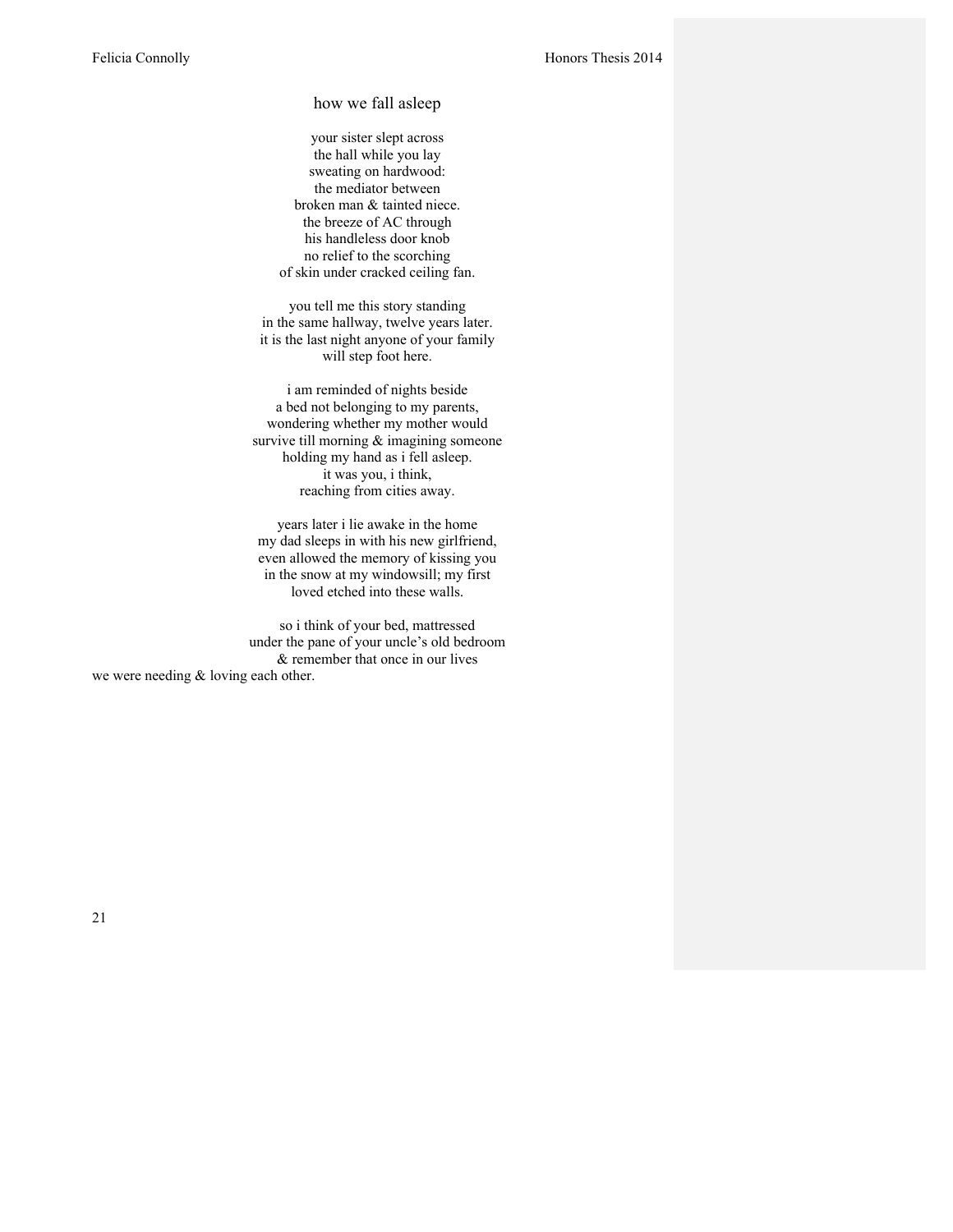## how we fall asleep

your sister slept across  
the hall while you lay  
sweating on hardwood:  
the mediator between  
broken man & tainted niece.  
the breeze of AC through  
his handleless door knob  
no relief to the scorching  
of skin under cracked ceiling fan.

you tell me this story standing  
in the same hallway, twelve years later.  
it is the last night anyone of your family  
will step foot here.

i am reminded of nights beside  
a bed not belonging to my parents,  
wondering whether my mother would  
survive till morning & imagining someone  
holding my hand as i fell asleep.  
it was you, i think,  
reaching from cities away.

years later i lie awake in the home  
my dad sleeps in with his new girlfriend,  
even allowed the memory of kissing you  
in the snow at my windowsill; my first  
loved etched into these walls.

so i think of your bed, mattressed  
under the pane of your uncle's old bedroom  
& remember that once in our lives  
we were needing & loving each other.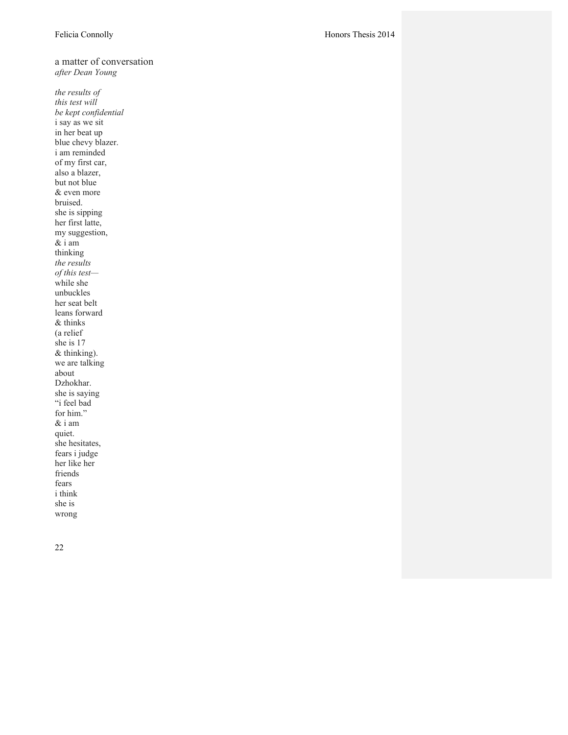## a matter of conversation

*after Dean Young*

*the results of*  
*this test will*  
*be kept confidential*  
i say as we sit  
in her beat up  
blue chevy blazer.  
i am reminded  
of my first car,  
also a blazer,  
but not blue  
& even more  
bruised.  
she is sipping  
her first latte,  
my suggestion,  
& i am  
thinking  
*the results*  
*of this test—*  
while she  
unbuckles  
her seat belt  
leans forward  
& thinks  
(a relief  
she is 17  
& thinking).  
we are talking  
about  
Dzhokhar.  
she is saying  
"i feel bad  
for him."  
& i am  
quiet.  
she hesitates,  
fears i judge  
her like her  
friends  
fears  
i think  
she is  
wrong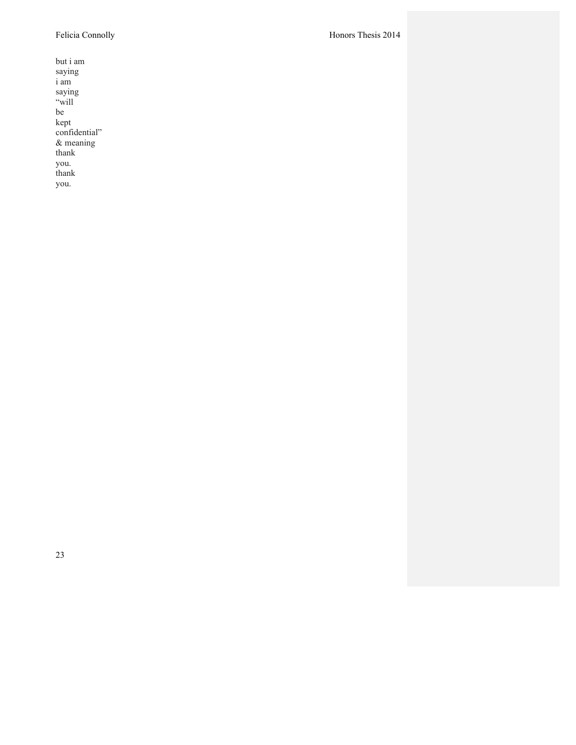but i am  
saying  
i am  
saying  
“will  
be  
kept  
confidential”  
& meaning  
thank  
you.  
thank  
you.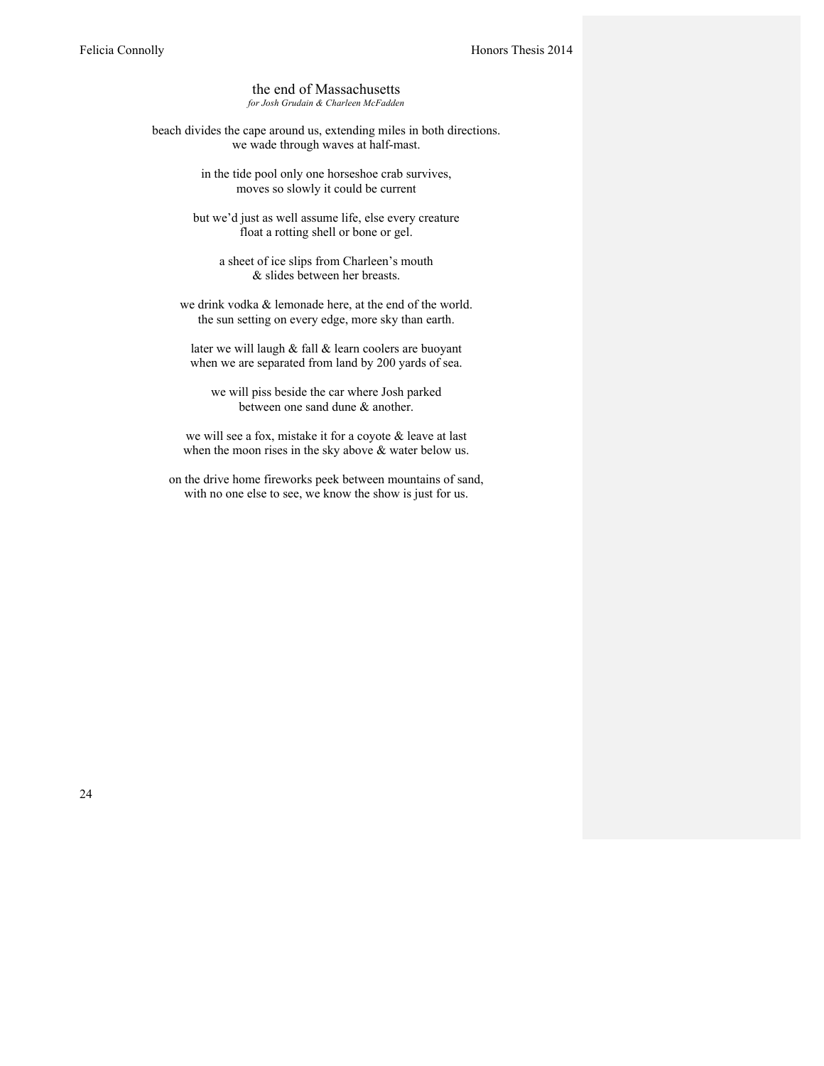# the end of Massachusetts

*for Josh Grudain & Charleen McFadden*

beach divides the cape around us, extending miles in both directions.
we wade through waves at half-mast.

in the tide pool only one horseshoe crab survives,
moves so slowly it could be current

but we'd just as well assume life, else every creature
float a rotting shell or bone or gel.

a sheet of ice slips from Charleen's mouth
& slides between her breasts.

we drink vodka & lemonade here, at the end of the world.
the sun setting on every edge, more sky than earth.

later we will laugh & fall & learn coolers are buoyant
when we are separated from land by 200 yards of sea.

we will piss beside the car where Josh parked
between one sand dune & another.

we will see a fox, mistake it for a coyote & leave at last
when the moon rises in the sky above & water below us.

on the drive home fireworks peek between mountains of sand,
with no one else to see, we know the show is just for us.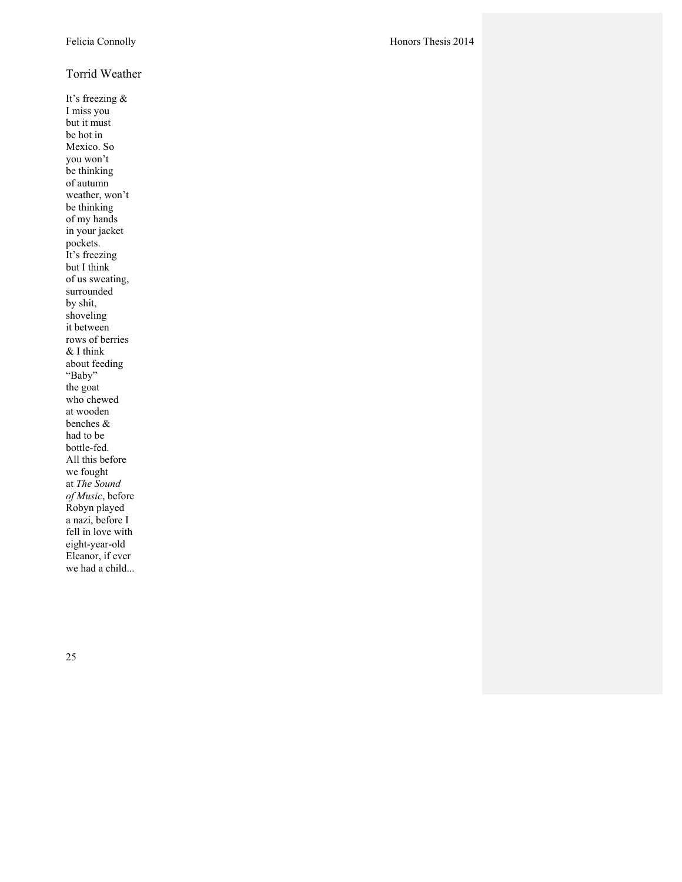## Torrid Weather

It's freezing &  
I miss you  
but it must  
be hot in  
Mexico. So  
you won't  
be thinking  
of autumn  
weather, won't  
be thinking  
of my hands  
in your jacket  
pockets.  
It's freezing  
but I think  
of us sweating,  
surrounded  
by shit,  
shoveling  
it between  
rows of berries  
& I think  
about feeding  
"Baby"  
the goat  
who chewed  
at wooden  
benches &  
had to be  
bottle-fed.  
All this before  
we fought  
at *The Sound*  
*of Music*, before  
Robyn played  
a nazi, before I  
fell in love with  
eight-year-old  
Eleanor, if ever  
we had a child...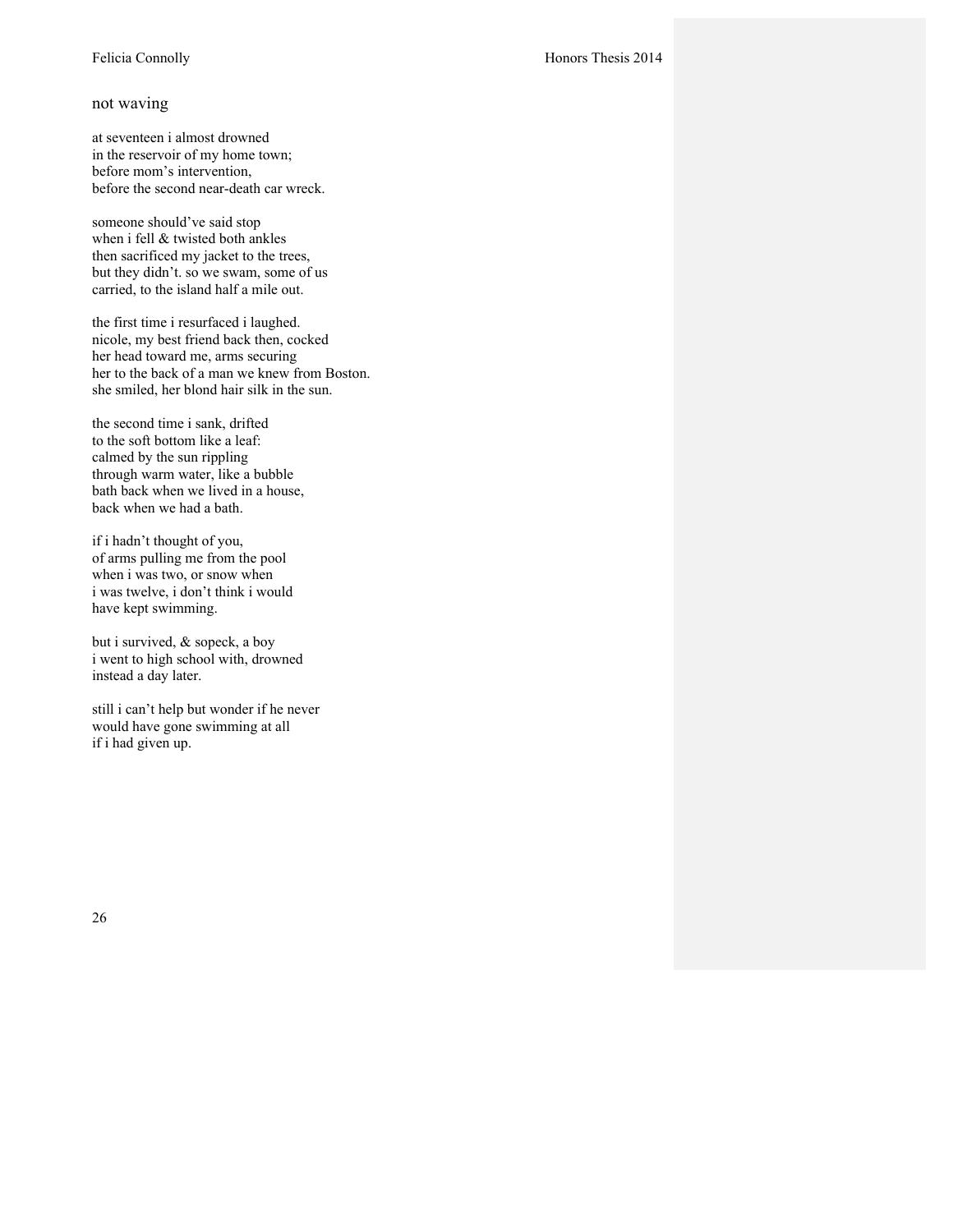## not waving

at seventeen i almost drowned
in the reservoir of my home town;
before mom's intervention,
before the second near-death car wreck.

someone should've said stop
when i fell & twisted both ankles
then sacrificed my jacket to the trees,
but they didn't. so we swam, some of us
carried, to the island half a mile out.

the first time i resurfaced i laughed.
nicole, my best friend back then, cocked
her head toward me, arms securing
her to the back of a man we knew from Boston.
she smiled, her blond hair silk in the sun.

the second time i sank, drifted
to the soft bottom like a leaf:
calmed by the sun rippling
through warm water, like a bubble
bath back when we lived in a house,
back when we had a bath.

if i hadn't thought of you,
of arms pulling me from the pool
when i was two, or snow when
i was twelve, i don't think i would
have kept swimming.

but i survived, & sopeck, a boy
i went to high school with, drowned
instead a day later.

still i can't help but wonder if he never
would have gone swimming at all
if i had given up.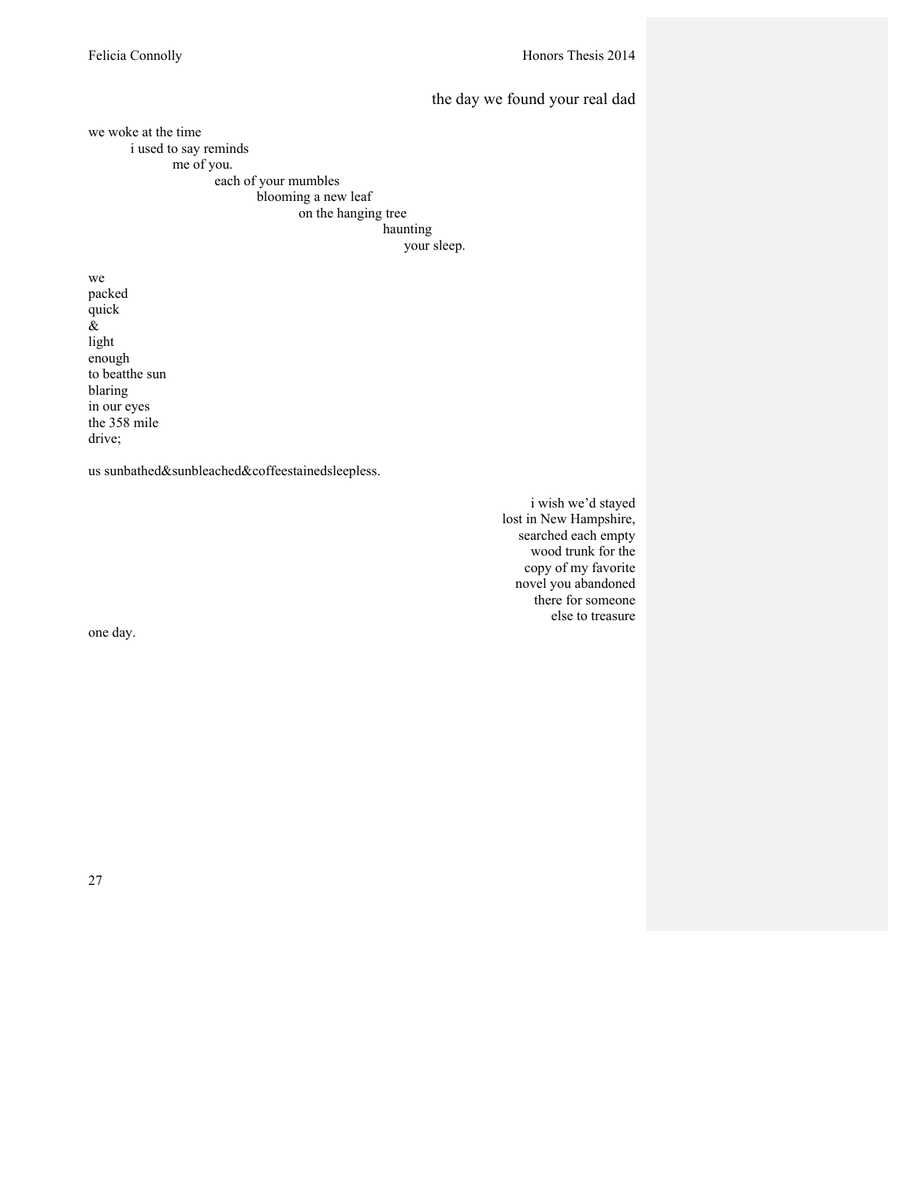### the day we found your real dad

we woke at the time  
i used to say reminds  
me of you.  
each of your mumbles  
blooming a new leaf  
on the hanging tree  
haunting  
your sleep.

we  
packed  
quick  
&  
light  
enough  
to beatthe sun  
blaring  
in our eyes  
the 358 mile  
drive;

us sunbathed&sunbleached&coffeestainedsleepless.

i wish we'd stayed  
lost in New Hampshire,  
searched each empty  
wood trunk for the  
copy of my favorite  
novel you abandoned  
there for someone  
else to treasure  
one day.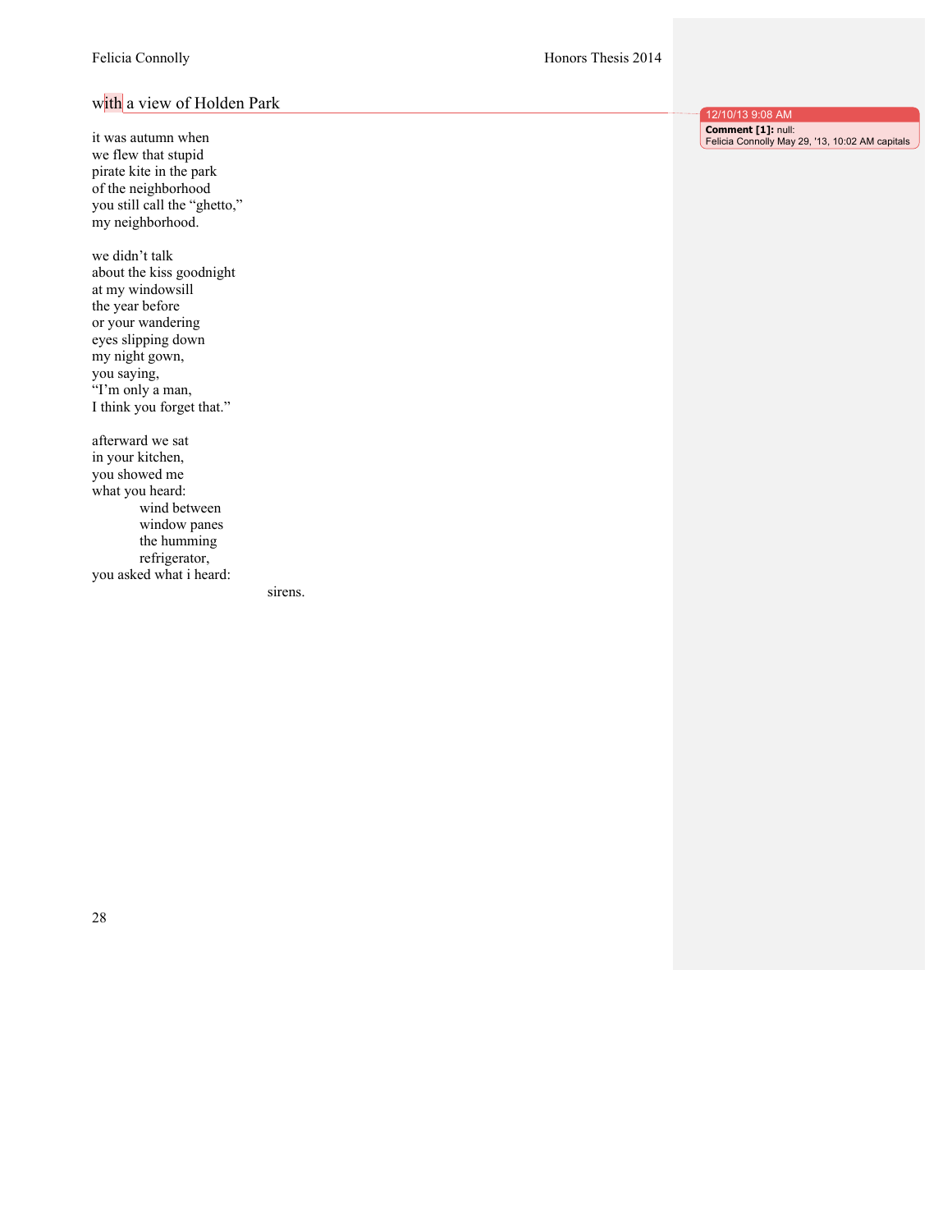## with a view of Holden Park

it was autumn when
we flew that stupid
pirate kite in the park
of the neighborhood
you still call the "ghetto,"
my neighborhood.

we didn't talk
about the kiss goodnight
at my windowsill
the year before
or your wandering
eyes slipping down
my night gown,
you saying,
"I'm only a man,
I think you forget that."

afterward we sat
in your kitchen,
you showed me
what you heard:

    wind between
    window panes
    the humming
    refrigerator,

you asked what i heard:

                sirens.

12/10/13 9:08 AM
**Comment [1]:** null:
Felicia Connolly May 29, '13, 10:02 AM capitals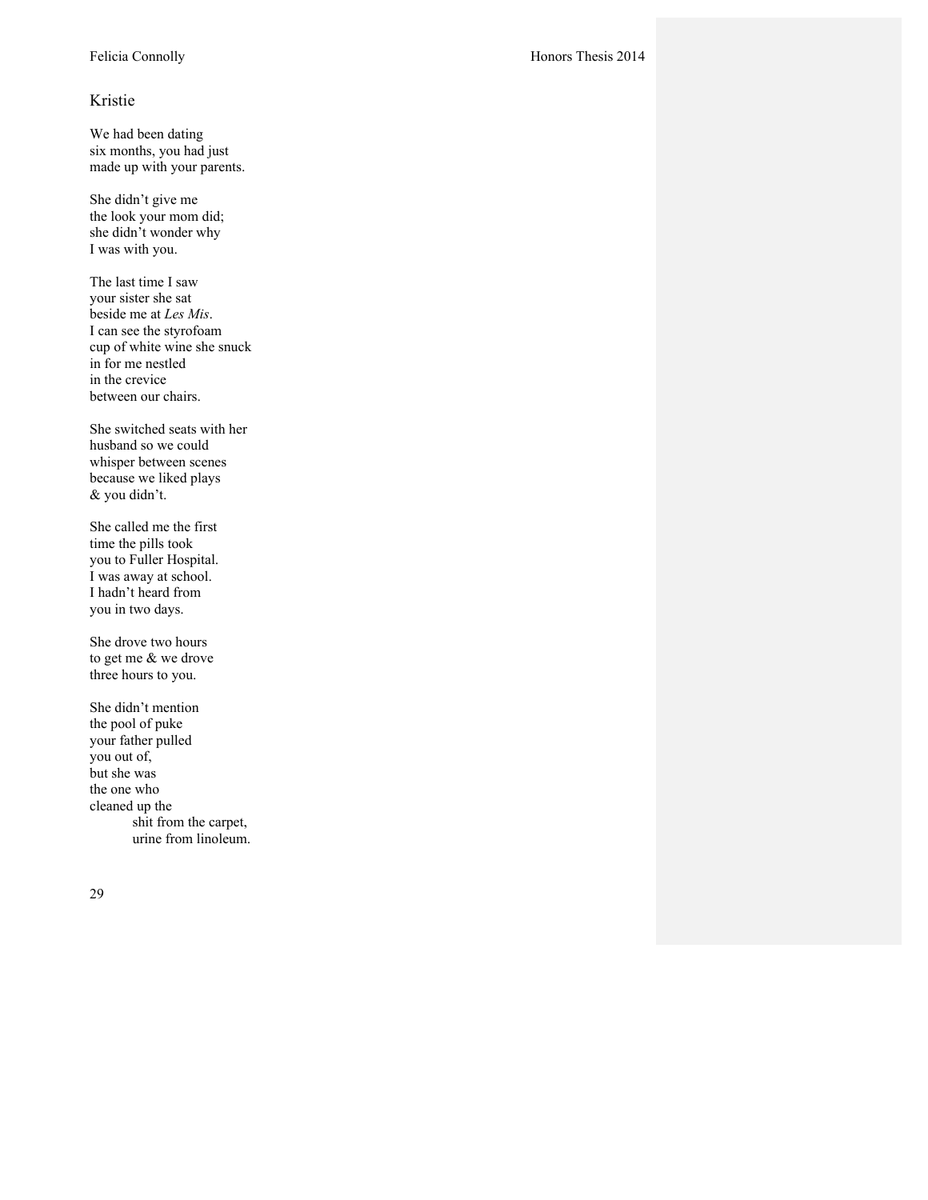## Kristie

We had been dating  
six months, you had just  
made up with your parents.

She didn't give me  
the look your mom did;  
she didn't wonder why  
I was with you.

The last time I saw  
your sister she sat  
beside me at *Les Mis*.  
I can see the styrofoam  
cup of white wine she snuck  
in for me nestled  
in the crevice  
between our chairs.

She switched seats with her  
husband so we could  
whisper between scenes  
because we liked plays  
& you didn't.

She called me the first  
time the pills took  
you to Fuller Hospital.  
I was away at school.  
I hadn't heard from  
you in two days.

She drove two hours  
to get me & we drove  
three hours to you.

She didn't mention  
the pool of puke  
your father pulled  
you out of,  
but she was  
the one who  
cleaned up the  
&emsp;&emsp;shit from the carpet,  
&emsp;&emsp;urine from linoleum.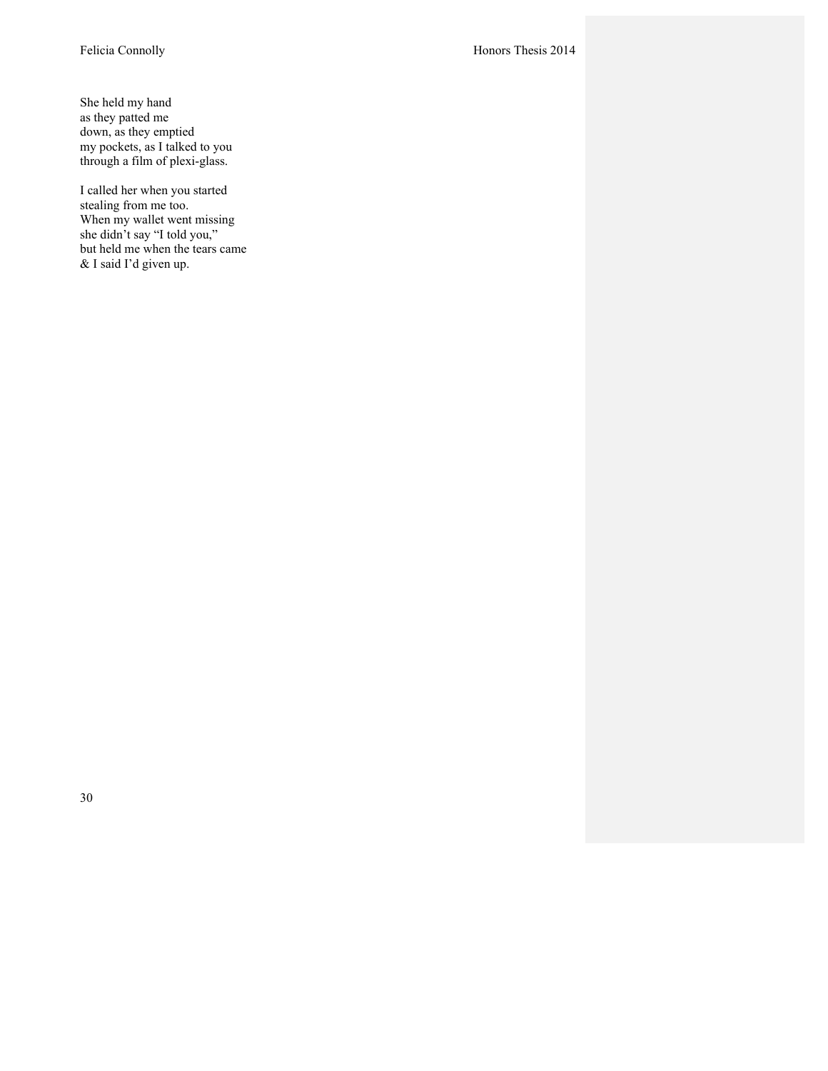She held my hand  
as they patted me  
down, as they emptied  
my pockets, as I talked to you  
through a film of plexi-glass.

I called her when you started  
stealing from me too.  
When my wallet went missing  
she didn't say "I told you,"  
but held me when the tears came  
& I said I'd given up.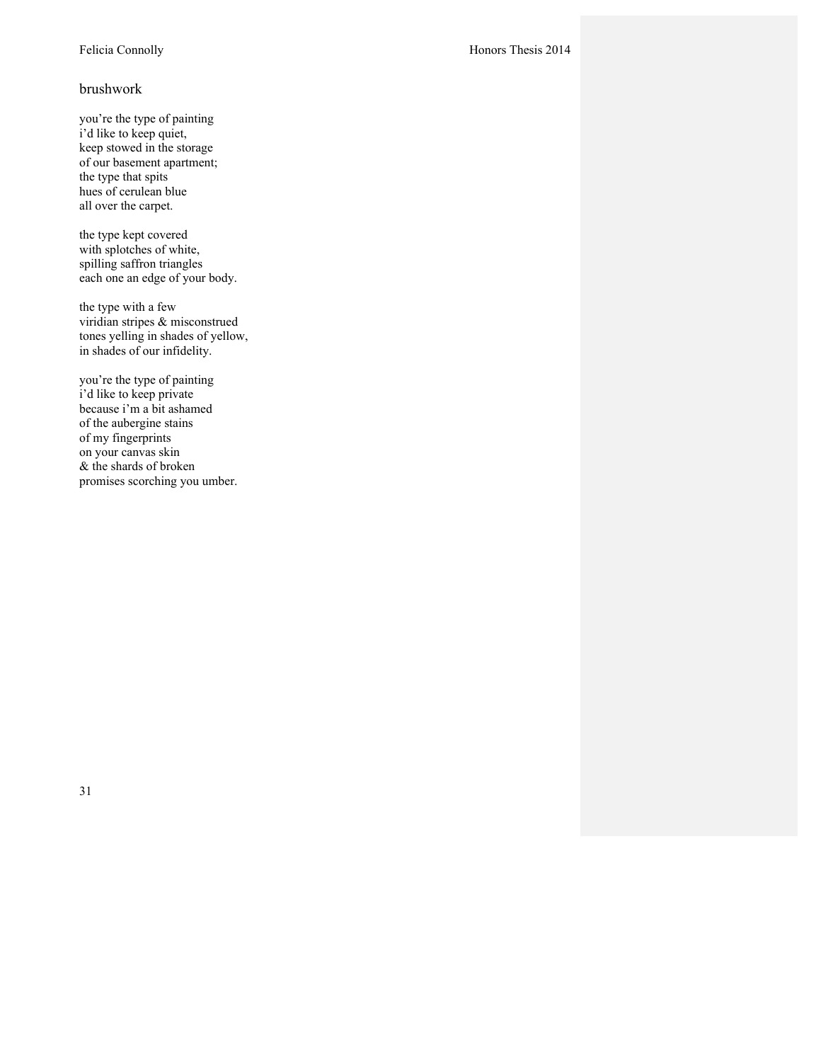## brushwork

you're the type of painting  
i'd like to keep quiet,  
keep stowed in the storage  
of our basement apartment;  
the type that spits  
hues of cerulean blue  
all over the carpet.

the type kept covered  
with splotches of white,  
spilling saffron triangles  
each one an edge of your body.

the type with a few  
viridian stripes & misconstrued  
tones yelling in shades of yellow,  
in shades of our infidelity.

you're the type of painting  
i'd like to keep private  
because i'm a bit ashamed  
of the aubergine stains  
of my fingerprints  
on your canvas skin  
& the shards of broken  
promises scorching you umber.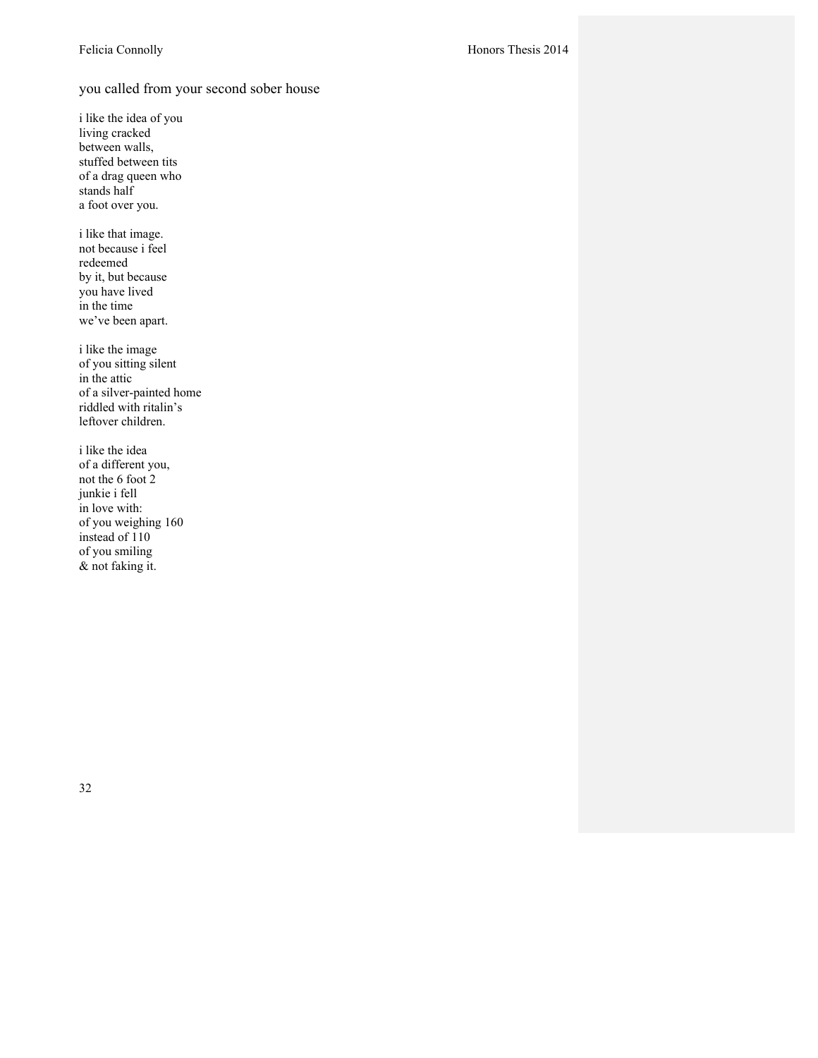## you called from your second sober house

i like the idea of you  
living cracked  
between walls,  
stuffed between tits  
of a drag queen who  
stands half  
a foot over you.

i like that image.  
not because i feel  
redeemed  
by it, but because  
you have lived  
in the time  
we've been apart.

i like the image  
of you sitting silent  
in the attic  
of a silver-painted home  
riddled with ritalin's  
leftover children.

i like the idea  
of a different you,  
not the 6 foot 2  
junkie i fell  
in love with:  
of you weighing 160  
instead of 110  
of you smiling  
& not faking it.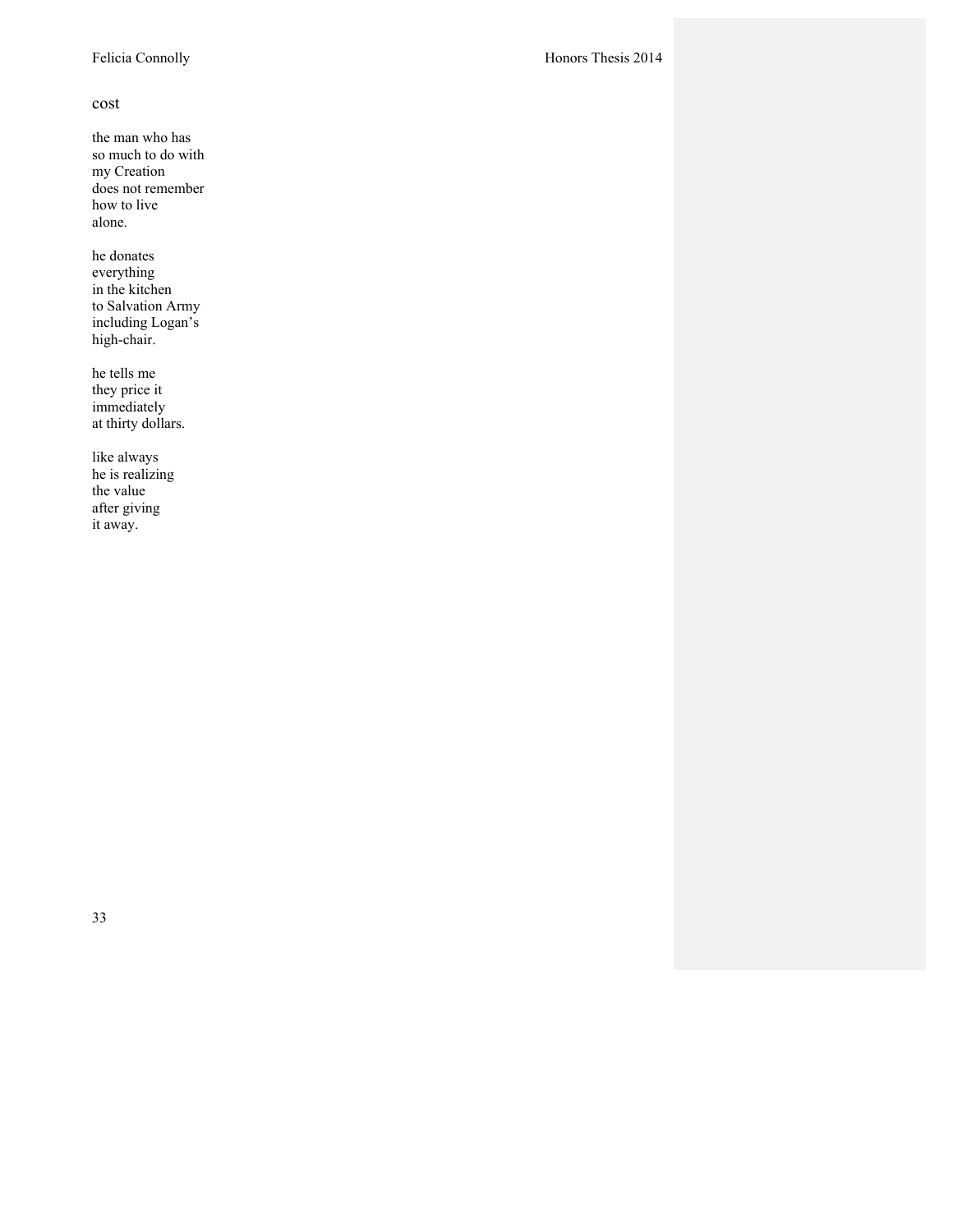## cost

the man who has
so much to do with
my Creation
does not remember
how to live
alone.

he donates
everything
in the kitchen
to Salvation Army
including Logan's
high-chair.

he tells me
they price it
immediately
at thirty dollars.

like always
he is realizing
the value
after giving
it away.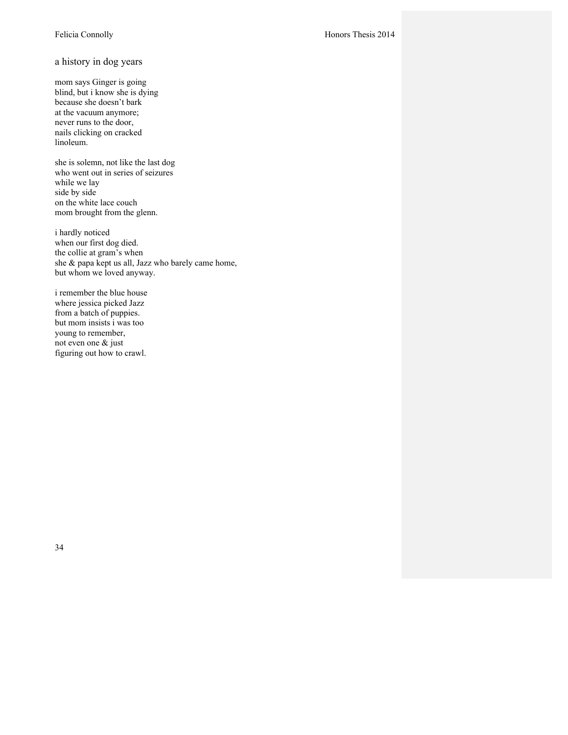## a history in dog years

mom says Ginger is going  
blind, but i know she is dying  
because she doesn't bark  
at the vacuum anymore;  
never runs to the door,  
nails clicking on cracked  
linoleum.

she is solemn, not like the last dog  
who went out in series of seizures  
while we lay  
side by side  
on the white lace couch  
mom brought from the glenn.

i hardly noticed  
when our first dog died.  
the collie at gram's when  
she & papa kept us all, Jazz who barely came home,  
but whom we loved anyway.

i remember the blue house  
where jessica picked Jazz  
from a batch of puppies.  
but mom insists i was too  
young to remember,  
not even one & just  
figuring out how to crawl.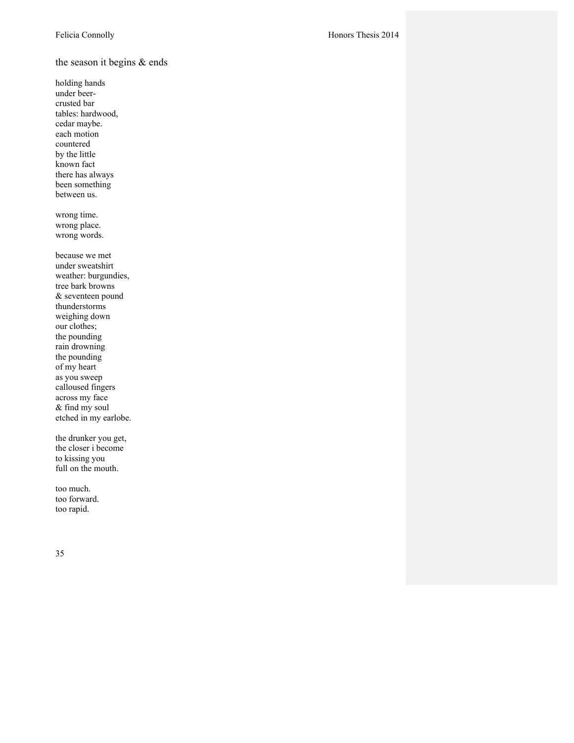## the season it begins & ends

holding hands  
under beer-  
crusted bar  
tables: hardwood,  
cedar maybe.  
each motion  
countered  
by the little  
known fact  
there has always  
been something  
between us.

wrong time.  
wrong place.  
wrong words.

because we met  
under sweatshirt  
weather: burgundies,  
tree bark browns  
& seventeen pound  
thunderstorms  
weighing down  
our clothes;  
the pounding  
rain drowning  
the pounding  
of my heart  
as you sweep  
calloused fingers  
across my face  
& find my soul  
etched in my earlobe.

the drunker you get,  
the closer i become  
to kissing you  
full on the mouth.

too much.  
too forward.  
too rapid.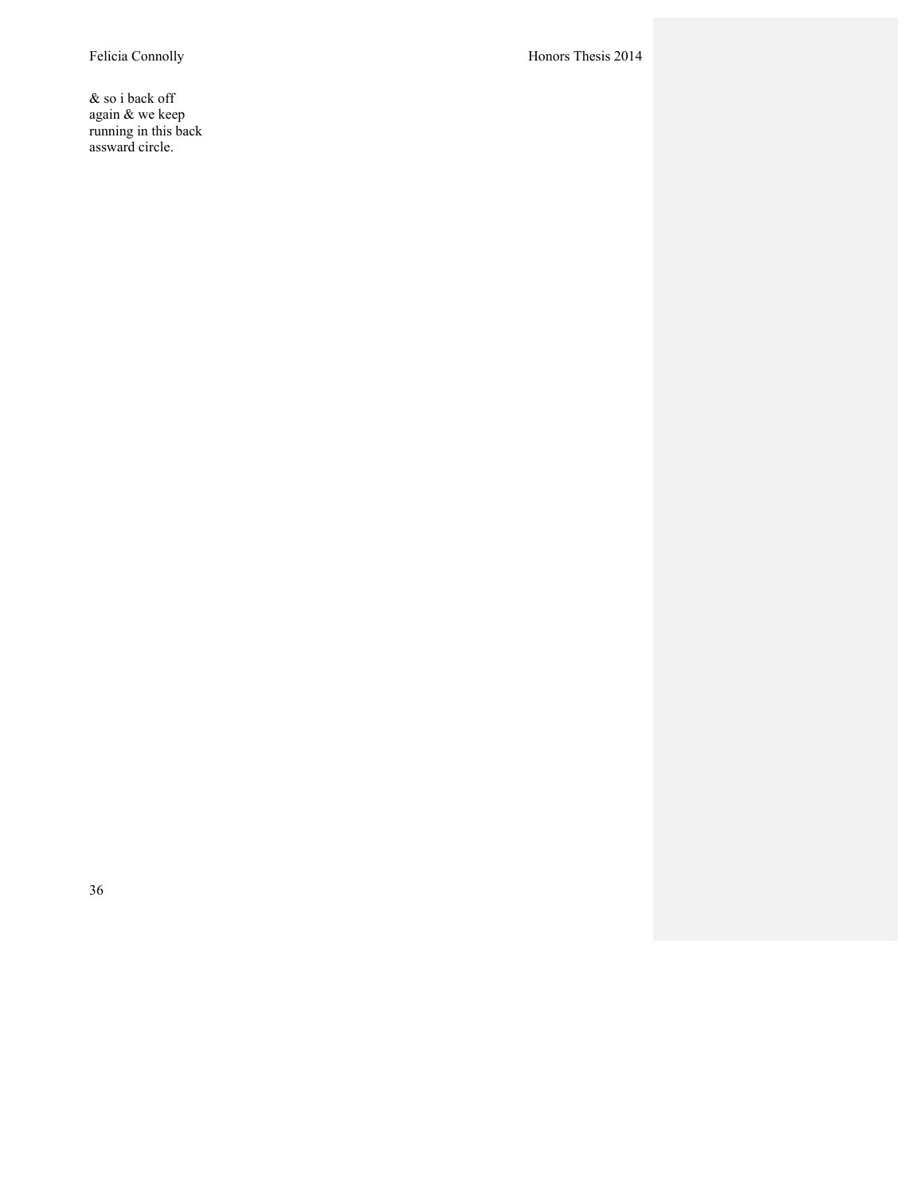& so i back off
again & we keep
running in this back
assward circle.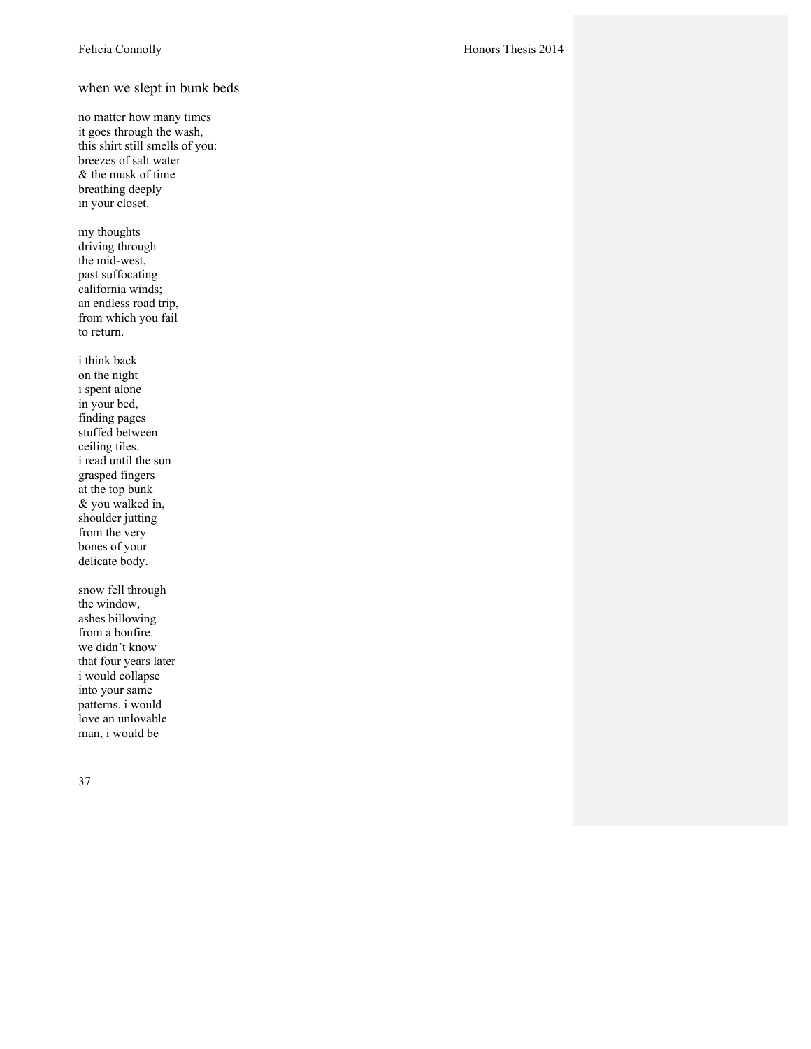## when we slept in bunk beds

no matter how many times  
it goes through the wash,  
this shirt still smells of you:  
breezes of salt water  
& the musk of time  
breathing deeply  
in your closet.

my thoughts  
driving through  
the mid-west,  
past suffocating  
california winds;  
an endless road trip,  
from which you fail  
to return.

i think back  
on the night  
i spent alone  
in your bed,  
finding pages  
stuffed between  
ceiling tiles.  
i read until the sun  
grasped fingers  
at the top bunk  
& you walked in,  
shoulder jutting  
from the very  
bones of your  
delicate body.

snow fell through  
the window,  
ashes billowing  
from a bonfire.  
we didn't know  
that four years later  
i would collapse  
into your same  
patterns. i would  
love an unlovable  
man, i would be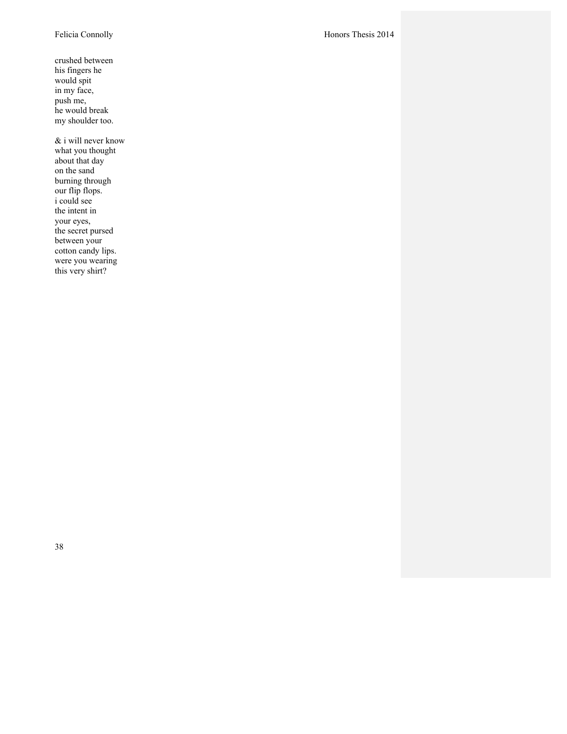crushed between
his fingers he
would spit
in my face,
push me,
he would break
my shoulder too.

& i will never know
what you thought
about that day
on the sand
burning through
our flip flops.
i could see
the intent in
your eyes,
the secret pursed
between your
cotton candy lips.
were you wearing
this very shirt?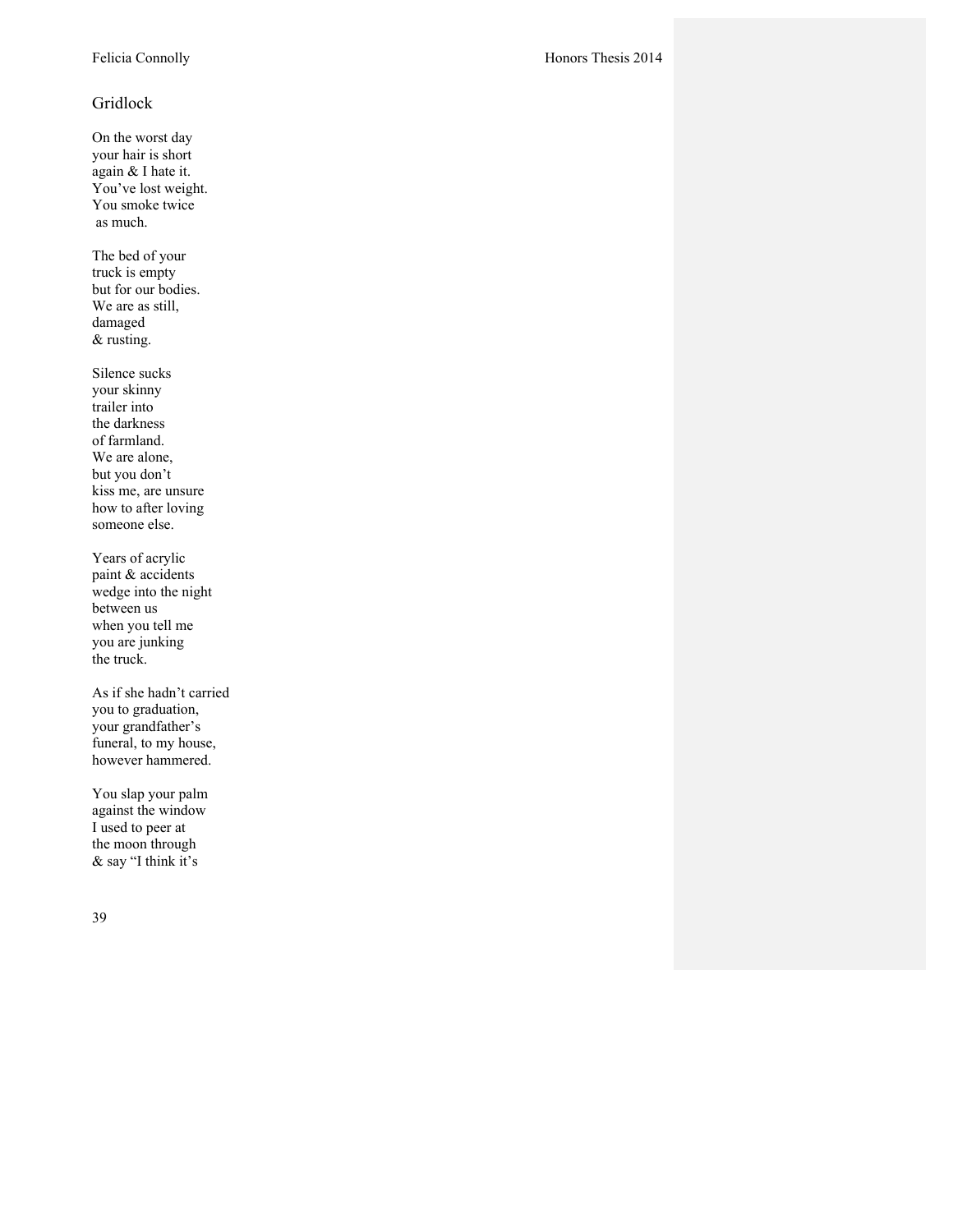## Gridlock

On the worst day  
your hair is short  
again & I hate it.  
You've lost weight.  
You smoke twice  
as much.

The bed of your  
truck is empty  
but for our bodies.  
We are as still,  
damaged  
& rusting.

Silence sucks  
your skinny  
trailer into  
the darkness  
of farmland.  
We are alone,  
but you don't  
kiss me, are unsure  
how to after loving  
someone else.

Years of acrylic  
paint & accidents  
wedge into the night  
between us  
when you tell me  
you are junking  
the truck.

As if she hadn't carried  
you to graduation,  
your grandfather's  
funeral, to my house,  
however hammered.

You slap your palm  
against the window  
I used to peer at  
the moon through  
& say "I think it's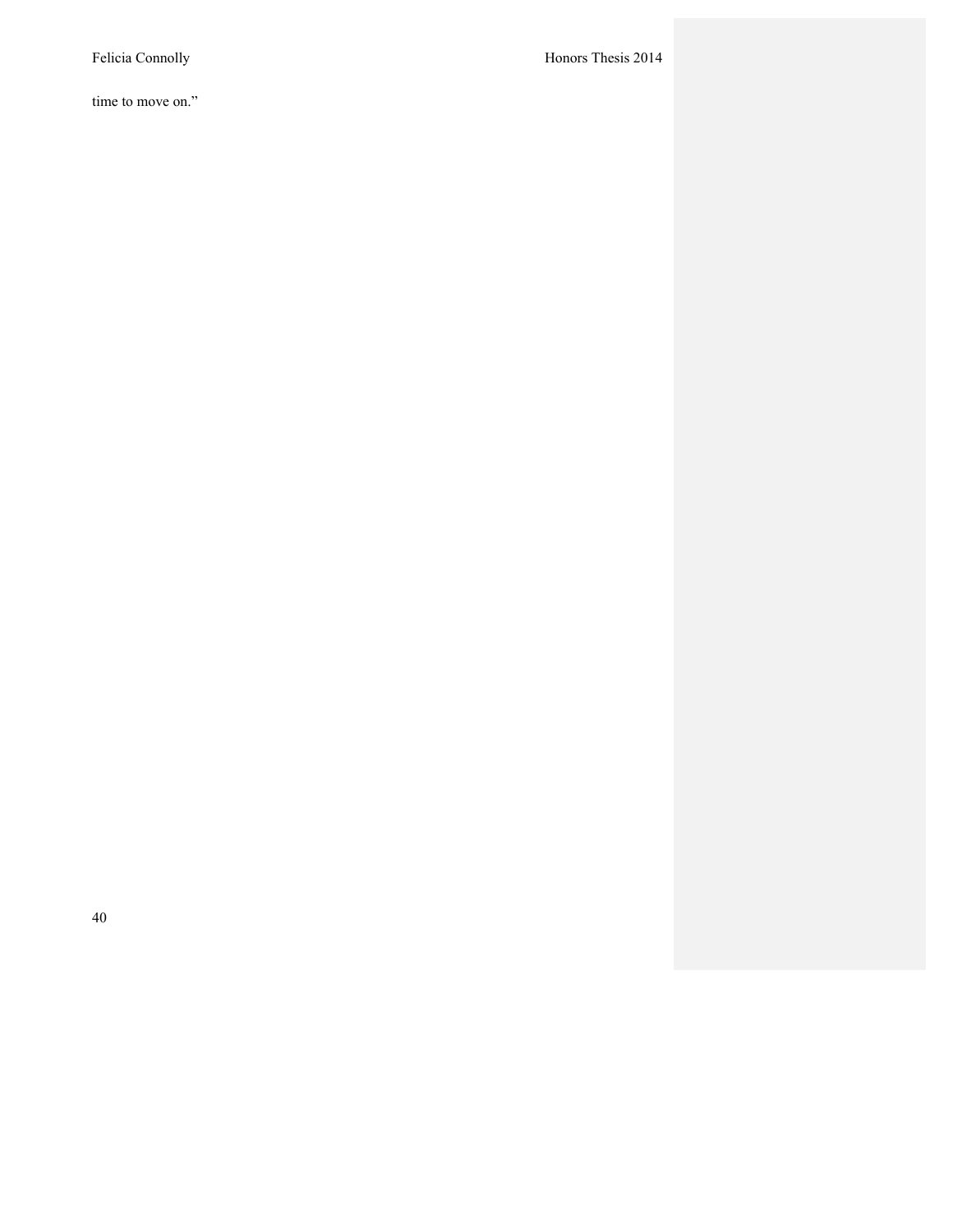time to move on."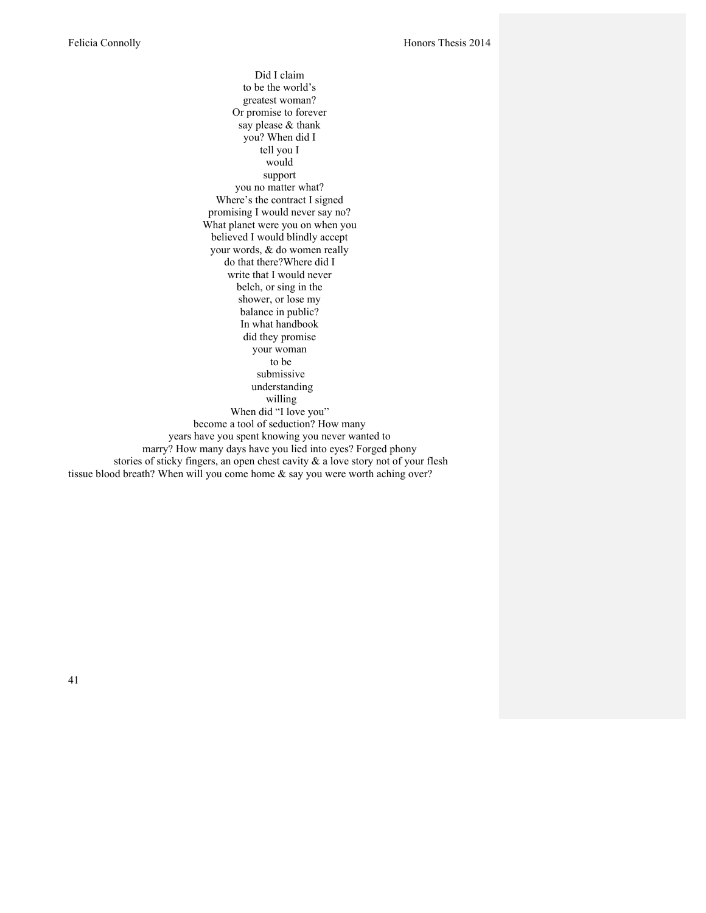Did I claim  
to be the world's  
greatest woman?  
Or promise to forever  
say please & thank  
you? When did I  
tell you I  
would  
support  
you no matter what?  
Where's the contract I signed  
promising I would never say no?  
What planet were you on when you  
believed I would blindly accept  
your words, & do women really  
do that there?Where did I  
write that I would never  
belch, or sing in the  
shower, or lose my  
balance in public?  
In what handbook  
did they promise  
your woman  
to be  
submissive  
understanding  
willing  
When did "I love you"  
become a tool of seduction? How many  
years have you spent knowing you never wanted to  
marry? How many days have you lied into eyes? Forged phony  
stories of sticky fingers, an open chest cavity & a love story not of your flesh  
tissue blood breath? When will you come home & say you were worth aching over?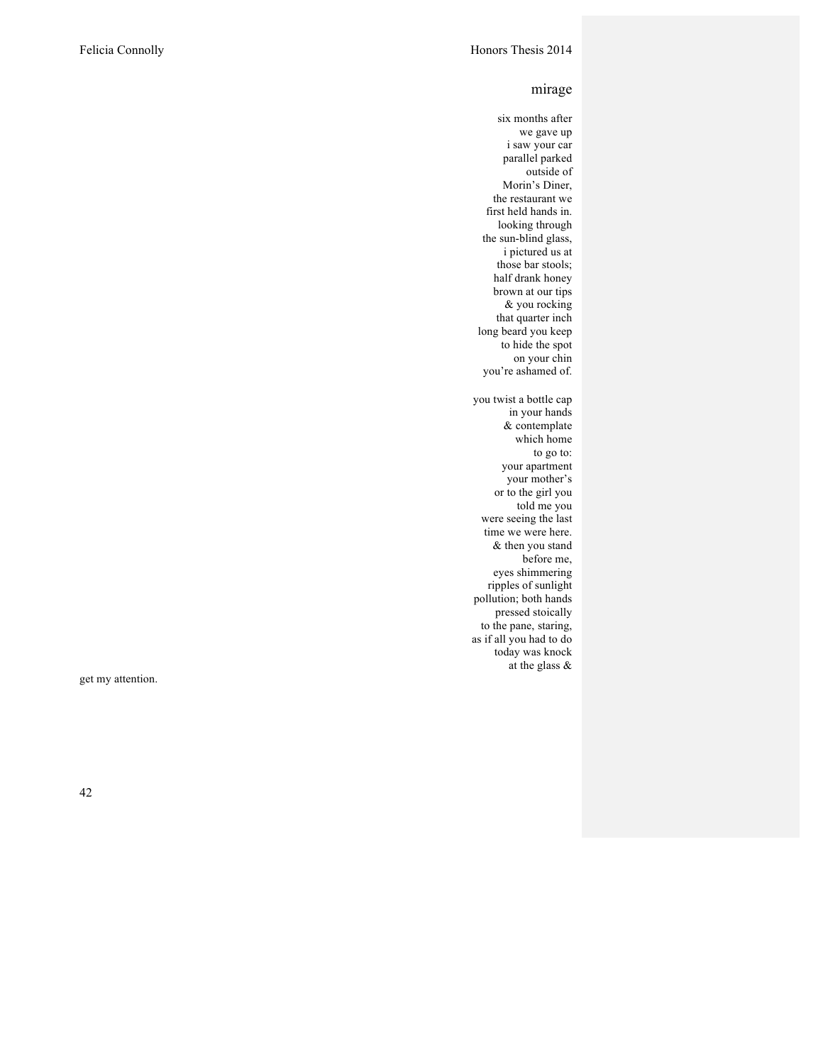## mirage

six months after
we gave up
i saw your car
parallel parked
outside of
Morin's Diner,
the restaurant we
first held hands in.
looking through
the sun-blind glass,
i pictured us at
those bar stools;
half drank honey
brown at our tips
& you rocking
that quarter inch
long beard you keep
to hide the spot
on your chin
you're ashamed of.

you twist a bottle cap
in your hands
& contemplate
which home
to go to:
your apartment
your mother's
or to the girl you
told me you
were seeing the last
time we were here.
& then you stand
before me,
eyes shimmering
ripples of sunlight
pollution; both hands
pressed stoically
to the pane, staring,
as if all you had to do
today was knock
at the glass &

get my attention.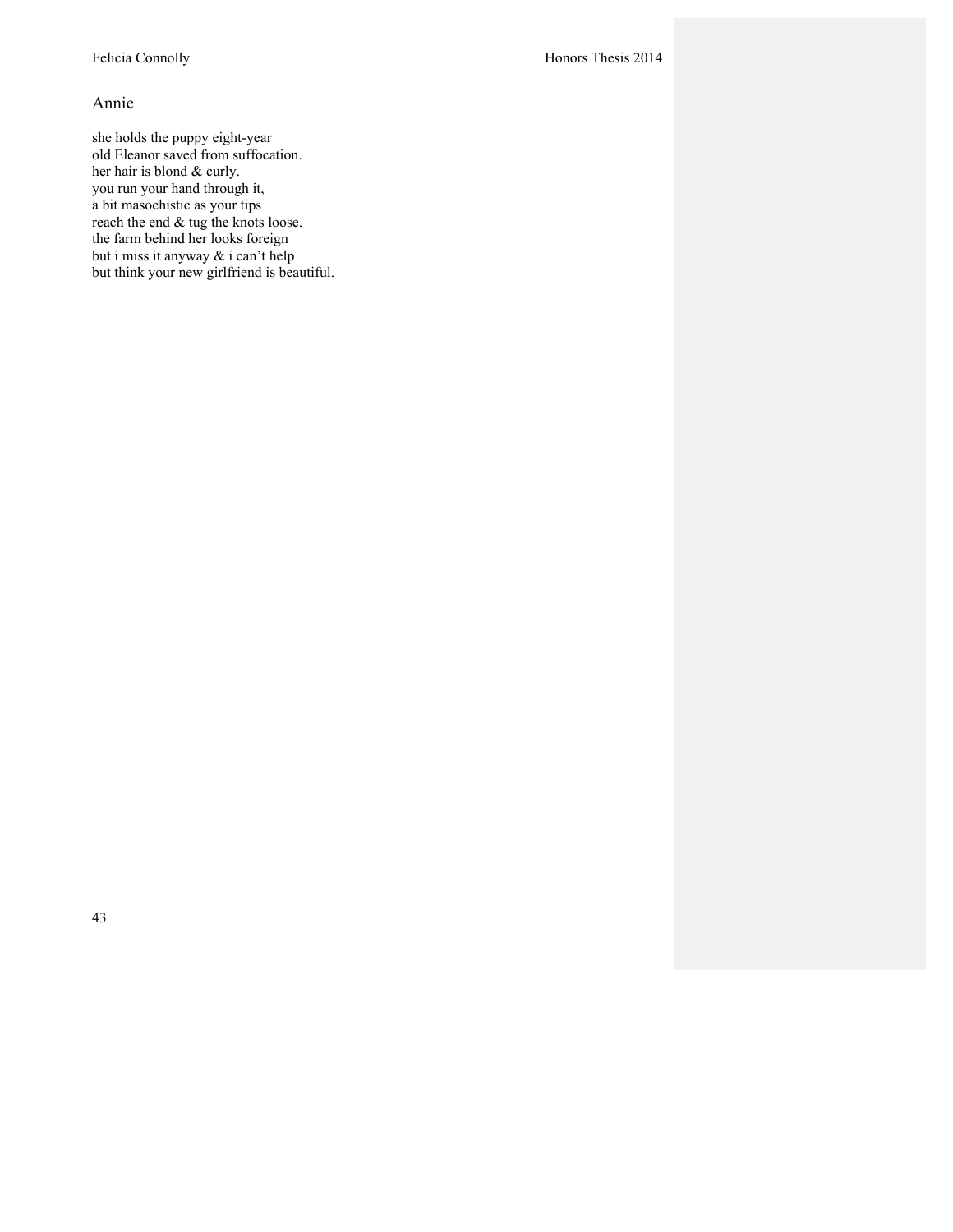## Annie

she holds the puppy eight-year
old Eleanor saved from suffocation.
her hair is blond & curly.
you run your hand through it,
a bit masochistic as your tips
reach the end & tug the knots loose.
the farm behind her looks foreign
but i miss it anyway & i can't help
but think your new girlfriend is beautiful.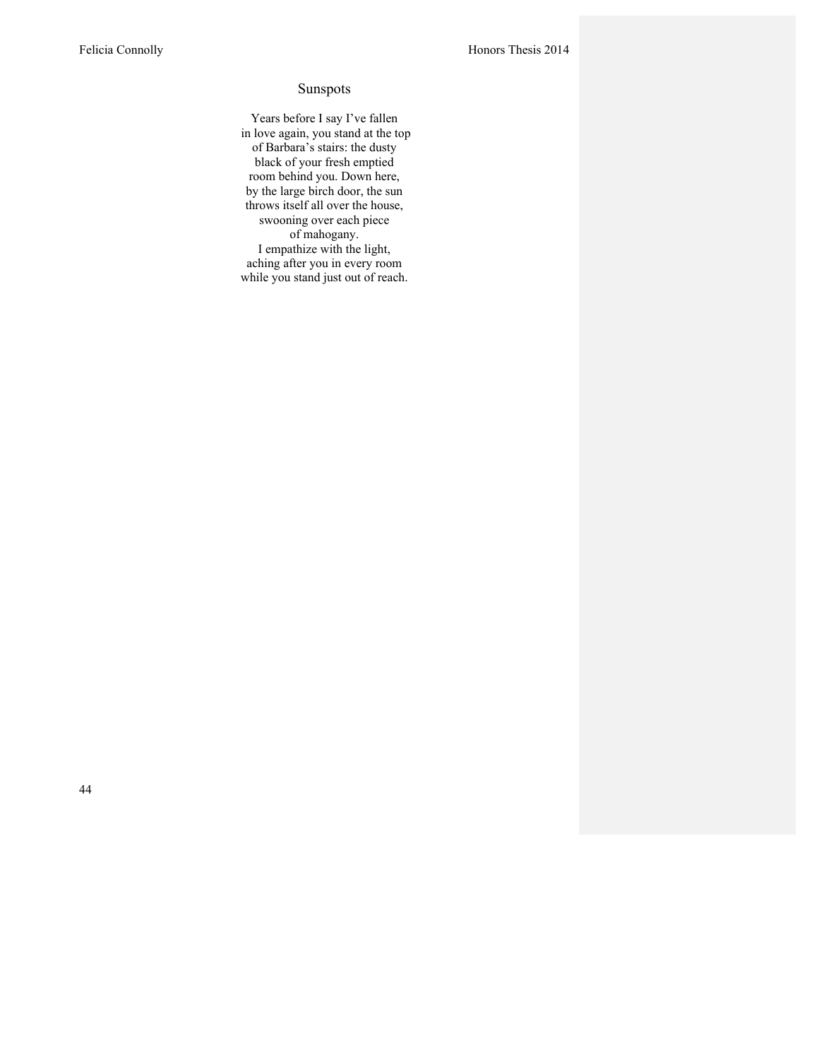## Sunspots

Years before I say I've fallen  
in love again, you stand at the top  
of Barbara's stairs: the dusty  
black of your fresh emptied  
room behind you. Down here,  
by the large birch door, the sun  
throws itself all over the house,  
swooning over each piece  
of mahogany.  
I empathize with the light,  
aching after you in every room  
while you stand just out of reach.